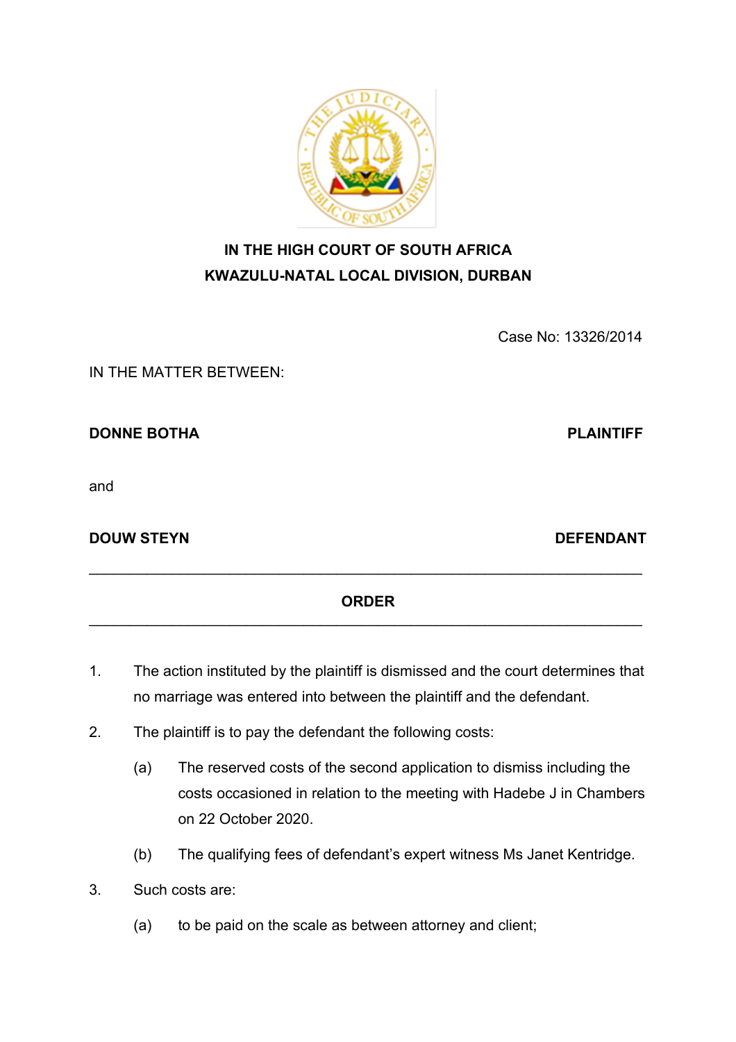**IN THE HIGH COURT OF SOUTH AFRICA**
**KWAZULU-NATAL LOCAL DIVISION, DURBAN**

Case No: 13326/2014

IN THE MATTER BETWEEN:

**DONNE BOTHA** **PLAINTIFF**

and

**DOUW STEYN** **DEFENDANT**

---

**ORDER**

---

1. The action instituted by the plaintiff is dismissed and the court determines that no marriage was entered into between the plaintiff and the defendant.

2. The plaintiff is to pay the defendant the following costs:

   (a) The reserved costs of the second application to dismiss including the costs occasioned in relation to the meeting with Hadebe J in Chambers on 22 October 2020.

   (b) The qualifying fees of defendant's expert witness Ms Janet Kentridge.

3. Such costs are:

   (a) to be paid on the scale as between attorney and client;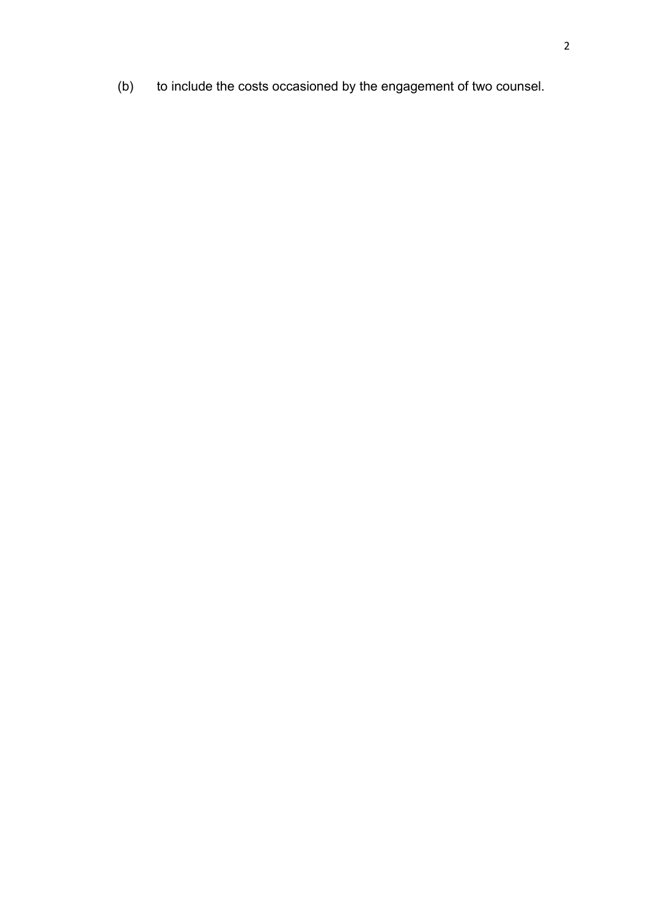(b) to include the costs occasioned by the engagement of two counsel.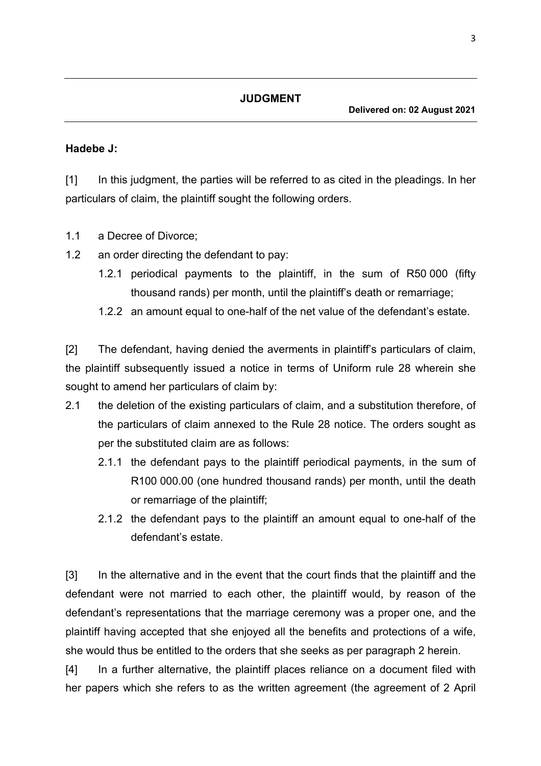## JUDGMENT

**Delivered on: 02 August 2021**

**Hadebe J:**

[1] In this judgment, the parties will be referred to as cited in the pleadings. In her particulars of claim, the plaintiff sought the following orders.

1.1 a Decree of Divorce;

1.2 an order directing the defendant to pay:

   1.2.1 periodical payments to the plaintiff, in the sum of R50 000 (fifty thousand rands) per month, until the plaintiff's death or remarriage;

   1.2.2 an amount equal to one-half of the net value of the defendant's estate.

[2] The defendant, having denied the averments in plaintiff's particulars of claim, the plaintiff subsequently issued a notice in terms of Uniform rule 28 wherein she sought to amend her particulars of claim by:

2.1 the deletion of the existing particulars of claim, and a substitution therefore, of the particulars of claim annexed to the Rule 28 notice. The orders sought as per the substituted claim are as follows:

   2.1.1 the defendant pays to the plaintiff periodical payments, in the sum of R100 000.00 (one hundred thousand rands) per month, until the death or remarriage of the plaintiff;

   2.1.2 the defendant pays to the plaintiff an amount equal to one-half of the defendant's estate.

[3] In the alternative and in the event that the court finds that the plaintiff and the defendant were not married to each other, the plaintiff would, by reason of the defendant's representations that the marriage ceremony was a proper one, and the plaintiff having accepted that she enjoyed all the benefits and protections of a wife, she would thus be entitled to the orders that she seeks as per paragraph 2 herein.

[4] In a further alternative, the plaintiff places reliance on a document filed with her papers which she refers to as the written agreement (the agreement of 2 April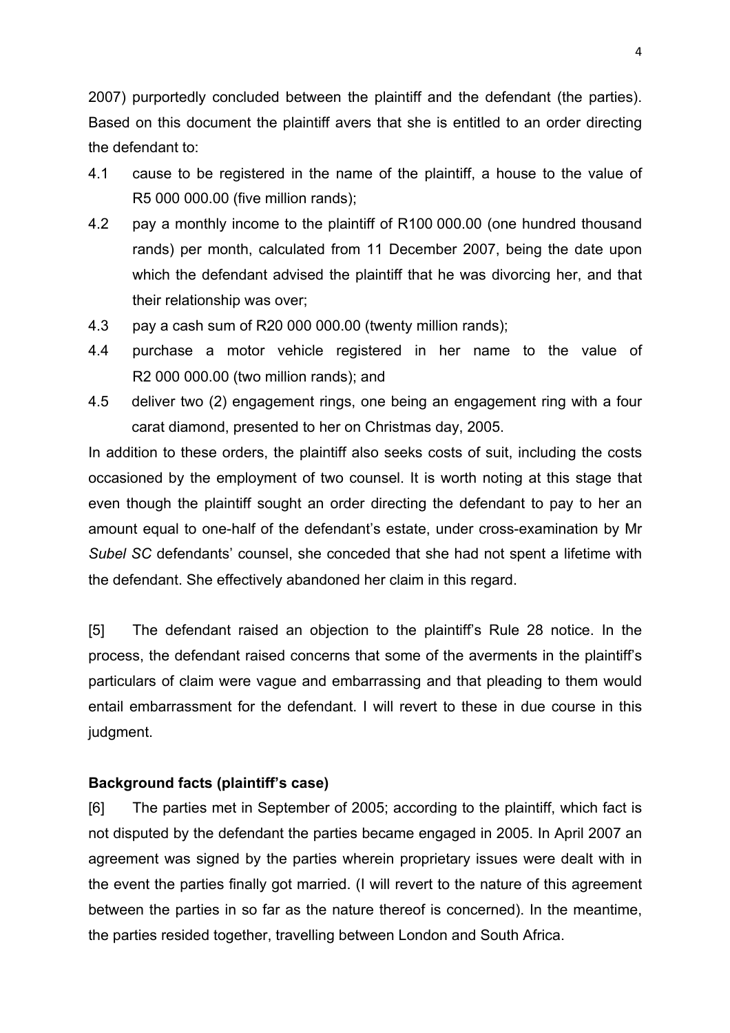2007) purportedly concluded between the plaintiff and the defendant (the parties). Based on this document the plaintiff avers that she is entitled to an order directing the defendant to:

4.1 cause to be registered in the name of the plaintiff, a house to the value of R5 000 000.00 (five million rands);

4.2 pay a monthly income to the plaintiff of R100 000.00 (one hundred thousand rands) per month, calculated from 11 December 2007, being the date upon which the defendant advised the plaintiff that he was divorcing her, and that their relationship was over;

4.3 pay a cash sum of R20 000 000.00 (twenty million rands);

4.4 purchase a motor vehicle registered in her name to the value of R2 000 000.00 (two million rands); and

4.5 deliver two (2) engagement rings, one being an engagement ring with a four carat diamond, presented to her on Christmas day, 2005.

In addition to these orders, the plaintiff also seeks costs of suit, including the costs occasioned by the employment of two counsel. It is worth noting at this stage that even though the plaintiff sought an order directing the defendant to pay to her an amount equal to one-half of the defendant's estate, under cross-examination by Mr *Subel SC* defendants' counsel, she conceded that she had not spent a lifetime with the defendant. She effectively abandoned her claim in this regard.

[5] The defendant raised an objection to the plaintiff's Rule 28 notice. In the process, the defendant raised concerns that some of the averments in the plaintiff's particulars of claim were vague and embarrassing and that pleading to them would entail embarrassment for the defendant. I will revert to these in due course in this judgment.

**Background facts (plaintiff's case)**

[6] The parties met in September of 2005; according to the plaintiff, which fact is not disputed by the defendant the parties became engaged in 2005. In April 2007 an agreement was signed by the parties wherein proprietary issues were dealt with in the event the parties finally got married. (I will revert to the nature of this agreement between the parties in so far as the nature thereof is concerned). In the meantime, the parties resided together, travelling between London and South Africa.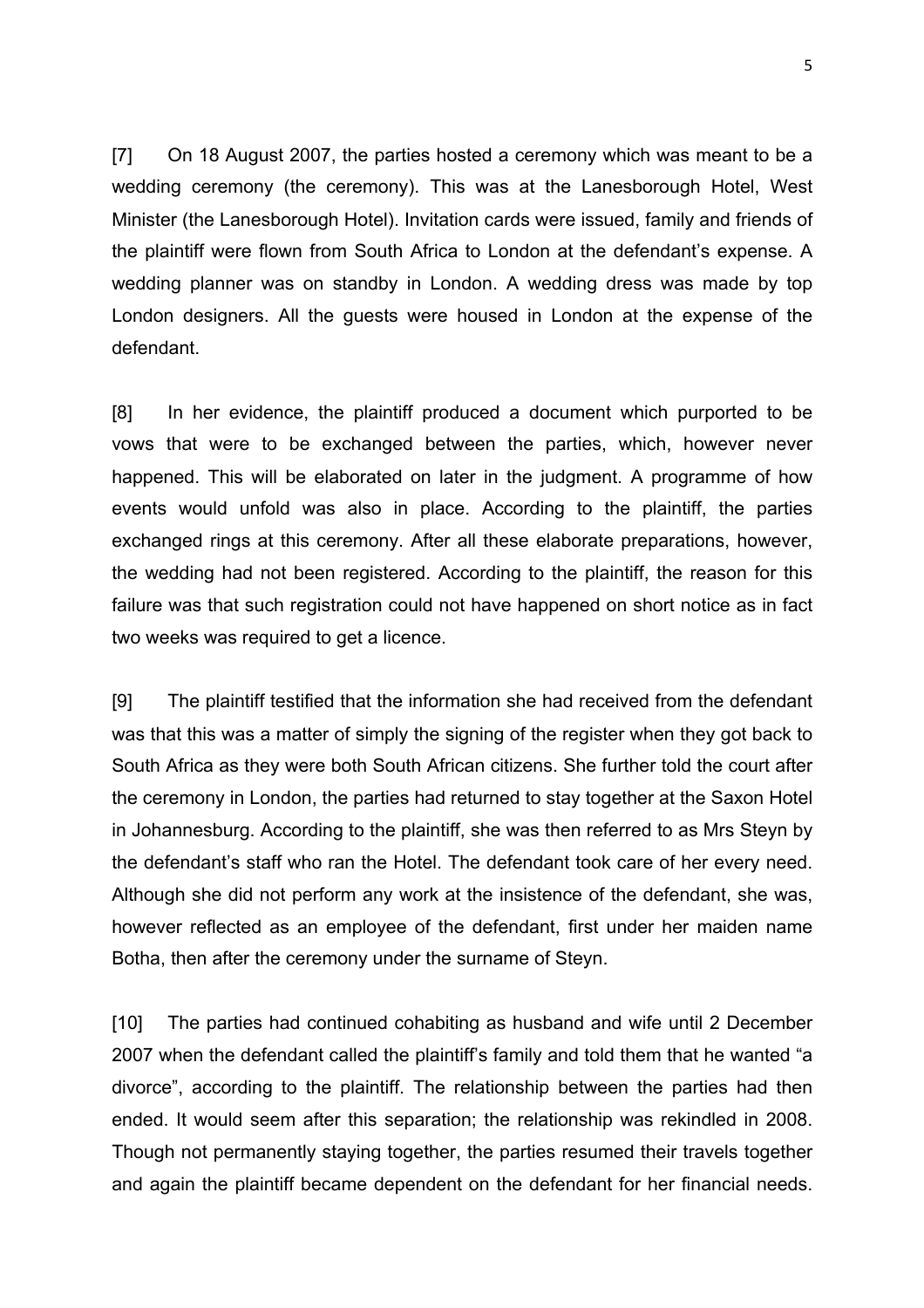[7] On 18 August 2007, the parties hosted a ceremony which was meant to be a wedding ceremony (the ceremony). This was at the Lanesborough Hotel, West Minister (the Lanesborough Hotel). Invitation cards were issued, family and friends of the plaintiff were flown from South Africa to London at the defendant's expense. A wedding planner was on standby in London. A wedding dress was made by top London designers. All the guests were housed in London at the expense of the defendant.

[8] In her evidence, the plaintiff produced a document which purported to be vows that were to be exchanged between the parties, which, however never happened. This will be elaborated on later in the judgment. A programme of how events would unfold was also in place. According to the plaintiff, the parties exchanged rings at this ceremony. After all these elaborate preparations, however, the wedding had not been registered. According to the plaintiff, the reason for this failure was that such registration could not have happened on short notice as in fact two weeks was required to get a licence.

[9] The plaintiff testified that the information she had received from the defendant was that this was a matter of simply the signing of the register when they got back to South Africa as they were both South African citizens. She further told the court after the ceremony in London, the parties had returned to stay together at the Saxon Hotel in Johannesburg. According to the plaintiff, she was then referred to as Mrs Steyn by the defendant's staff who ran the Hotel. The defendant took care of her every need. Although she did not perform any work at the insistence of the defendant, she was, however reflected as an employee of the defendant, first under her maiden name Botha, then after the ceremony under the surname of Steyn.

[10] The parties had continued cohabiting as husband and wife until 2 December 2007 when the defendant called the plaintiff's family and told them that he wanted "a divorce", according to the plaintiff. The relationship between the parties had then ended. It would seem after this separation; the relationship was rekindled in 2008. Though not permanently staying together, the parties resumed their travels together and again the plaintiff became dependent on the defendant for her financial needs.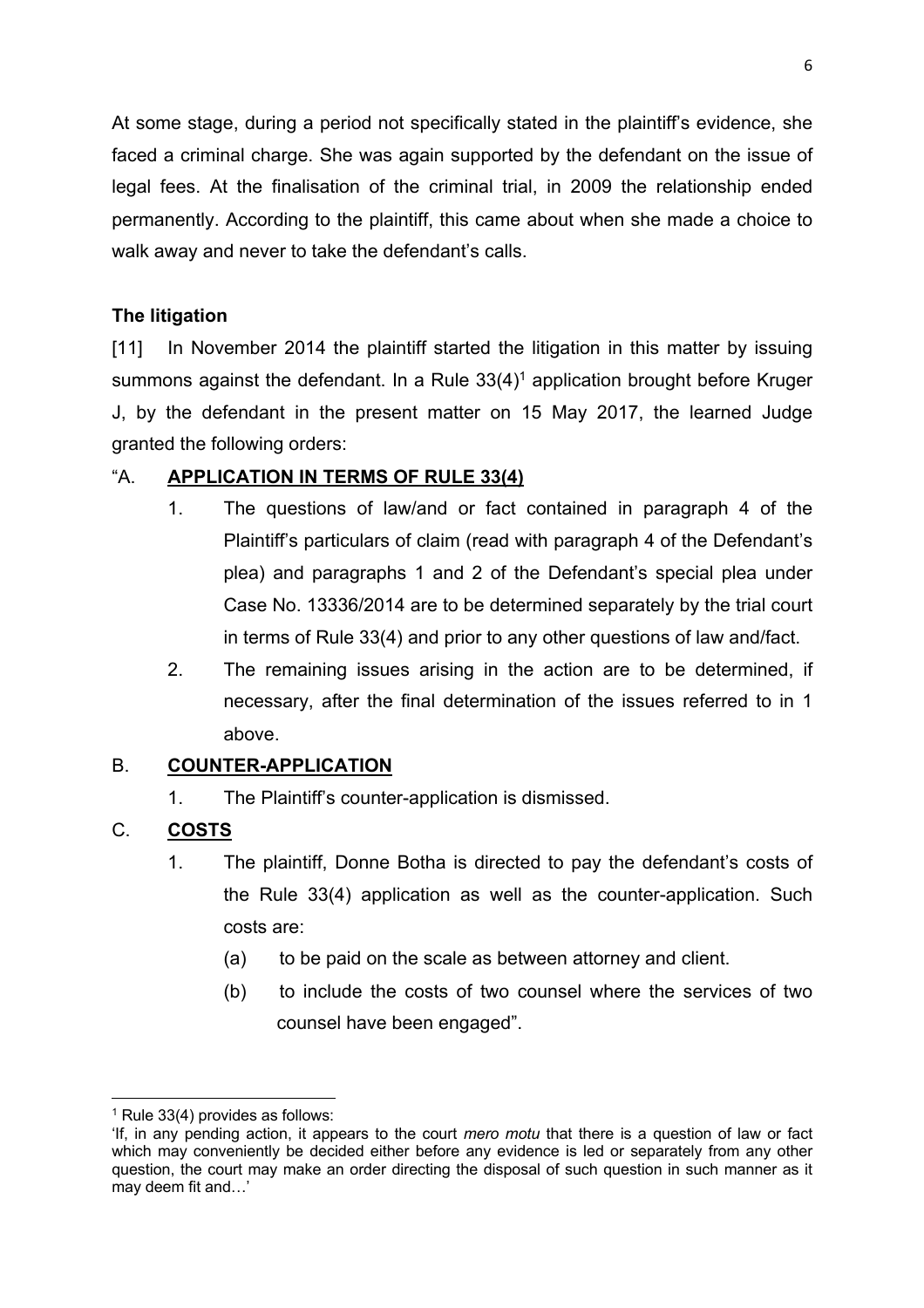At some stage, during a period not specifically stated in the plaintiff's evidence, she faced a criminal charge. She was again supported by the defendant on the issue of legal fees. At the finalisation of the criminal trial, in 2009 the relationship ended permanently. According to the plaintiff, this came about when she made a choice to walk away and never to take the defendant's calls.

**The litigation**

[11] In November 2014 the plaintiff started the litigation in this matter by issuing summons against the defendant. In a Rule 33(4)[1] application brought before Kruger J, by the defendant in the present matter on 15 May 2017, the learned Judge granted the following orders:

"A. **APPLICATION IN TERMS OF RULE 33(4)**

1. The questions of law/and or fact contained in paragraph 4 of the Plaintiff's particulars of claim (read with paragraph 4 of the Defendant's plea) and paragraphs 1 and 2 of the Defendant's special plea under Case No. 13336/2014 are to be determined separately by the trial court in terms of Rule 33(4) and prior to any other questions of law and/fact.
2. The remaining issues arising in the action are to be determined, if necessary, after the final determination of the issues referred to in 1 above.

B. **COUNTER-APPLICATION**

1. The Plaintiff's counter-application is dismissed.

C. **COSTS**

1. The plaintiff, Donne Botha is directed to pay the defendant's costs of the Rule 33(4) application as well as the counter-application. Such costs are:
   (a) to be paid on the scale as between attorney and client.
   (b) to include the costs of two counsel where the services of two counsel have been engaged".

---

[1] Rule 33(4) provides as follows:
'If, in any pending action, it appears to the court *mero motu* that there is a question of law or fact which may conveniently be decided either before any evidence is led or separately from any other question, the court may make an order directing the disposal of such question in such manner as it may deem fit and…'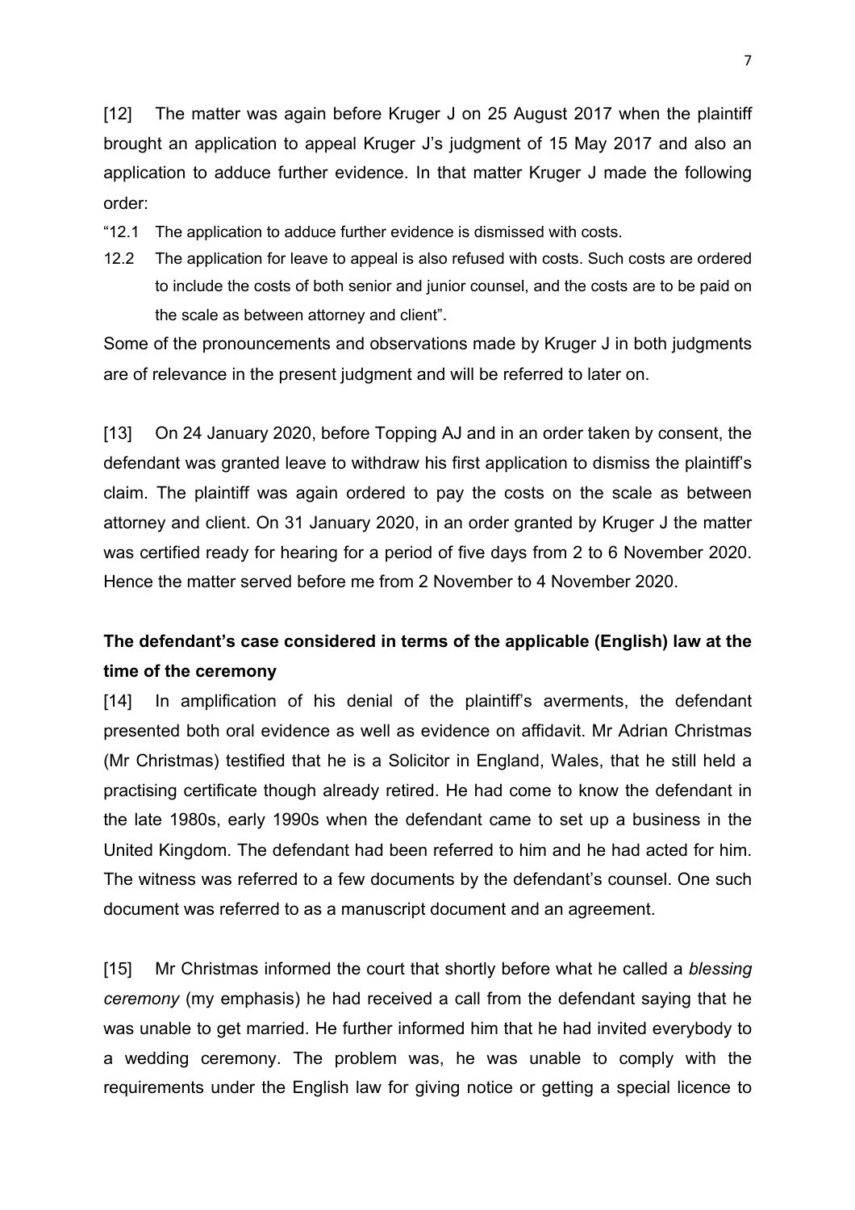[12] The matter was again before Kruger J on 25 August 2017 when the plaintiff brought an application to appeal Kruger J's judgment of 15 May 2017 and also an application to adduce further evidence. In that matter Kruger J made the following order:

"12.1 The application to adduce further evidence is dismissed with costs.

12.2 The application for leave to appeal is also refused with costs. Such costs are ordered to include the costs of both senior and junior counsel, and the costs are to be paid on the scale as between attorney and client".

Some of the pronouncements and observations made by Kruger J in both judgments are of relevance in the present judgment and will be referred to later on.

[13] On 24 January 2020, before Topping AJ and in an order taken by consent, the defendant was granted leave to withdraw his first application to dismiss the plaintiff's claim. The plaintiff was again ordered to pay the costs on the scale as between attorney and client. On 31 January 2020, in an order granted by Kruger J the matter was certified ready for hearing for a period of five days from 2 to 6 November 2020. Hence the matter served before me from 2 November to 4 November 2020.

**The defendant's case considered in terms of the applicable (English) law at the time of the ceremony**

[14] In amplification of his denial of the plaintiff's averments, the defendant presented both oral evidence as well as evidence on affidavit. Mr Adrian Christmas (Mr Christmas) testified that he is a Solicitor in England, Wales, that he still held a practising certificate though already retired. He had come to know the defendant in the late 1980s, early 1990s when the defendant came to set up a business in the United Kingdom. The defendant had been referred to him and he had acted for him. The witness was referred to a few documents by the defendant's counsel. One such document was referred to as a manuscript document and an agreement.

[15] Mr Christmas informed the court that shortly before what he called a *blessing ceremony* (my emphasis) he had received a call from the defendant saying that he was unable to get married. He further informed him that he had invited everybody to a wedding ceremony. The problem was, he was unable to comply with the requirements under the English law for giving notice or getting a special licence to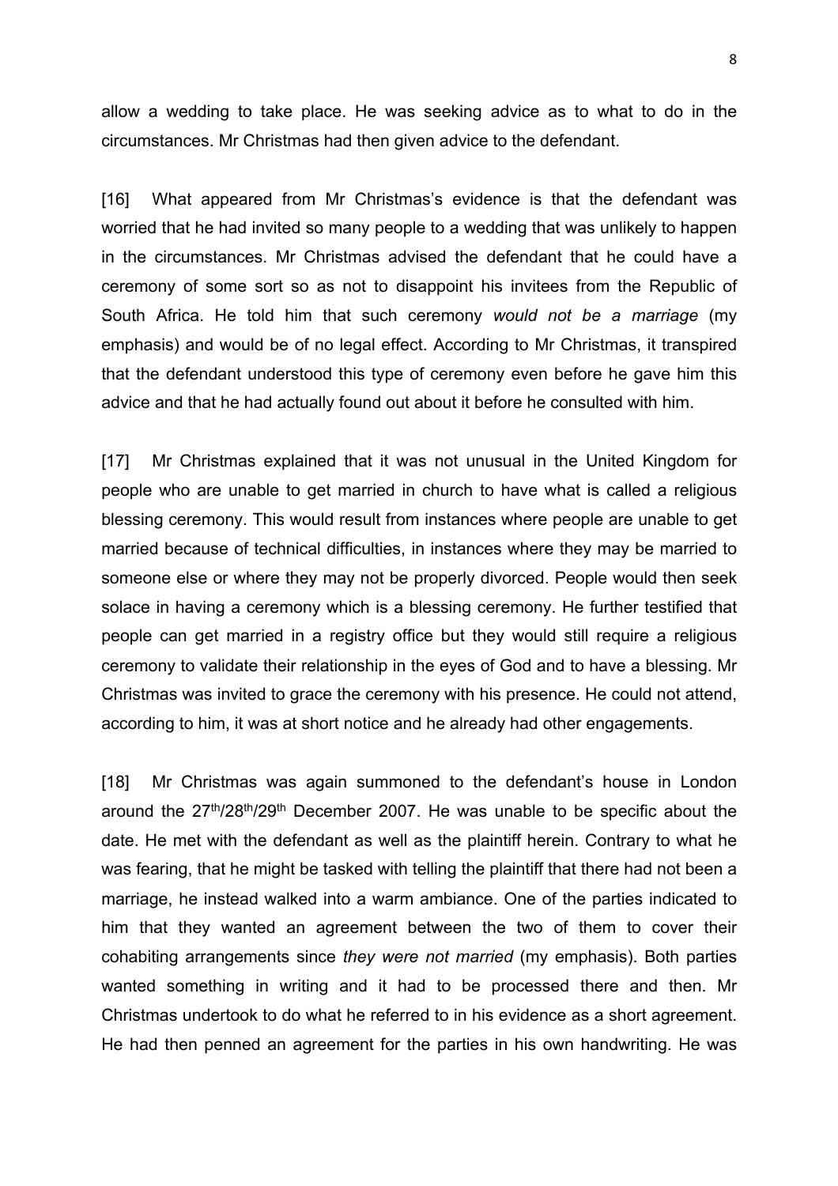allow a wedding to take place. He was seeking advice as to what to do in the circumstances. Mr Christmas had then given advice to the defendant.

[16] What appeared from Mr Christmas's evidence is that the defendant was worried that he had invited so many people to a wedding that was unlikely to happen in the circumstances. Mr Christmas advised the defendant that he could have a ceremony of some sort so as not to disappoint his invitees from the Republic of South Africa. He told him that such ceremony *would not be a marriage* (my emphasis) and would be of no legal effect. According to Mr Christmas, it transpired that the defendant understood this type of ceremony even before he gave him this advice and that he had actually found out about it before he consulted with him.

[17] Mr Christmas explained that it was not unusual in the United Kingdom for people who are unable to get married in church to have what is called a religious blessing ceremony. This would result from instances where people are unable to get married because of technical difficulties, in instances where they may be married to someone else or where they may not be properly divorced. People would then seek solace in having a ceremony which is a blessing ceremony. He further testified that people can get married in a registry office but they would still require a religious ceremony to validate their relationship in the eyes of God and to have a blessing. Mr Christmas was invited to grace the ceremony with his presence. He could not attend, according to him, it was at short notice and he already had other engagements.

[18] Mr Christmas was again summoned to the defendant's house in London around the 27th/28th/29th December 2007. He was unable to be specific about the date. He met with the defendant as well as the plaintiff herein. Contrary to what he was fearing, that he might be tasked with telling the plaintiff that there had not been a marriage, he instead walked into a warm ambiance. One of the parties indicated to him that they wanted an agreement between the two of them to cover their cohabiting arrangements since *they were not married* (my emphasis). Both parties wanted something in writing and it had to be processed there and then. Mr Christmas undertook to do what he referred to in his evidence as a short agreement. He had then penned an agreement for the parties in his own handwriting. He was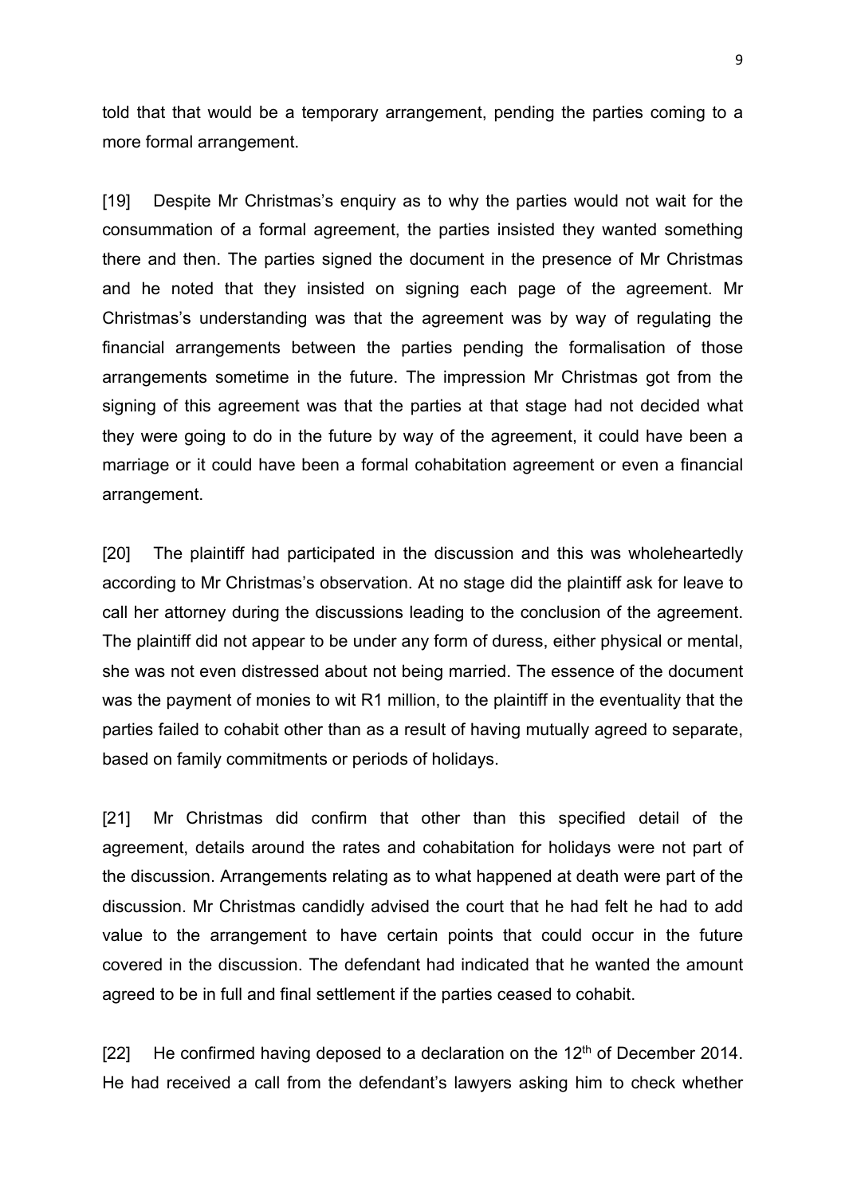told that that would be a temporary arrangement, pending the parties coming to a more formal arrangement.

[19] Despite Mr Christmas's enquiry as to why the parties would not wait for the consummation of a formal agreement, the parties insisted they wanted something there and then. The parties signed the document in the presence of Mr Christmas and he noted that they insisted on signing each page of the agreement. Mr Christmas's understanding was that the agreement was by way of regulating the financial arrangements between the parties pending the formalisation of those arrangements sometime in the future. The impression Mr Christmas got from the signing of this agreement was that the parties at that stage had not decided what they were going to do in the future by way of the agreement, it could have been a marriage or it could have been a formal cohabitation agreement or even a financial arrangement.

[20] The plaintiff had participated in the discussion and this was wholeheartedly according to Mr Christmas's observation. At no stage did the plaintiff ask for leave to call her attorney during the discussions leading to the conclusion of the agreement. The plaintiff did not appear to be under any form of duress, either physical or mental, she was not even distressed about not being married. The essence of the document was the payment of monies to wit R1 million, to the plaintiff in the eventuality that the parties failed to cohabit other than as a result of having mutually agreed to separate, based on family commitments or periods of holidays.

[21] Mr Christmas did confirm that other than this specified detail of the agreement, details around the rates and cohabitation for holidays were not part of the discussion. Arrangements relating as to what happened at death were part of the discussion. Mr Christmas candidly advised the court that he had felt he had to add value to the arrangement to have certain points that could occur in the future covered in the discussion. The defendant had indicated that he wanted the amount agreed to be in full and final settlement if the parties ceased to cohabit.

[22] He confirmed having deposed to a declaration on the 12th of December 2014. He had received a call from the defendant's lawyers asking him to check whether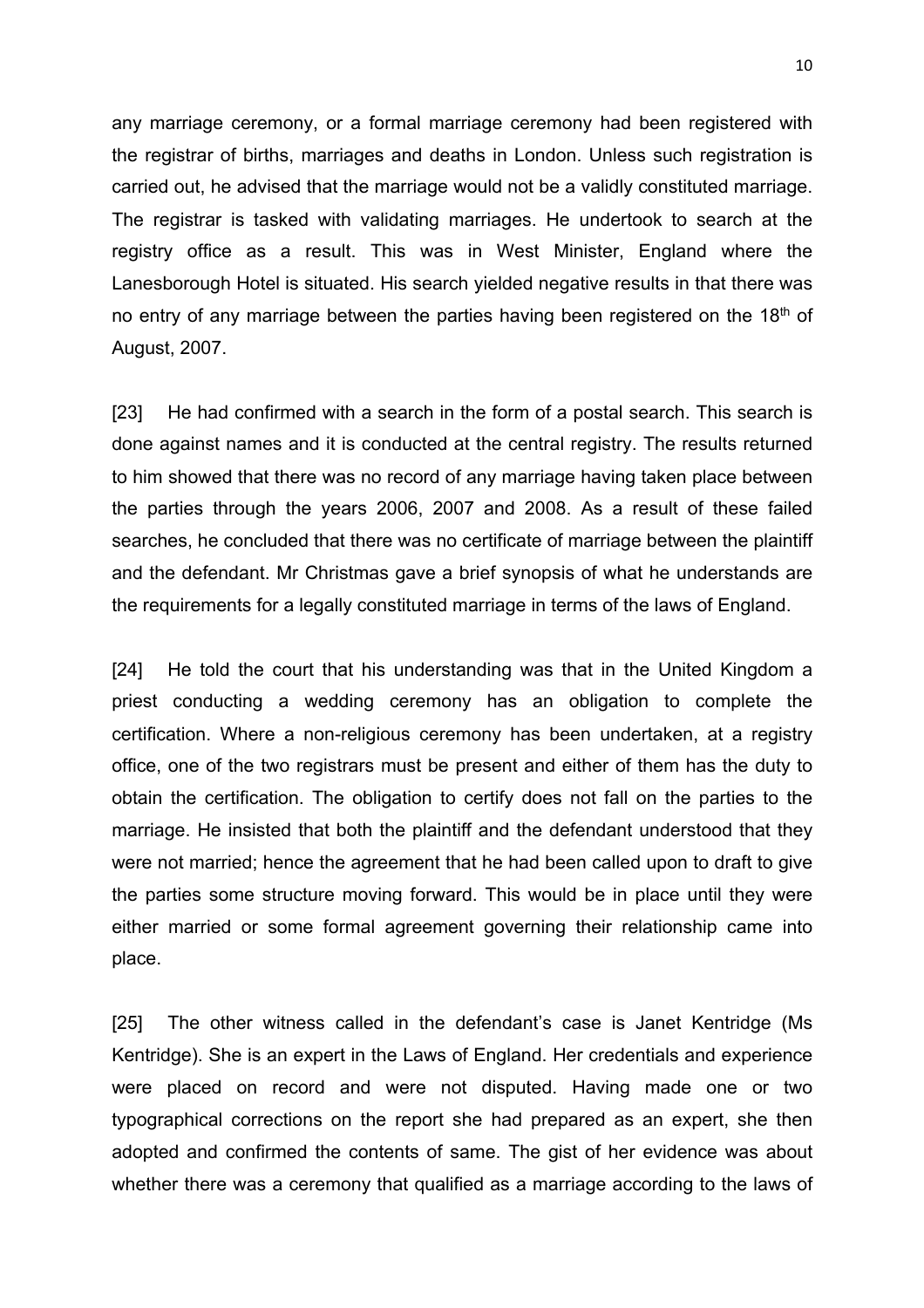any marriage ceremony, or a formal marriage ceremony had been registered with the registrar of births, marriages and deaths in London. Unless such registration is carried out, he advised that the marriage would not be a validly constituted marriage. The registrar is tasked with validating marriages. He undertook to search at the registry office as a result. This was in West Minister, England where the Lanesborough Hotel is situated. His search yielded negative results in that there was no entry of any marriage between the parties having been registered on the 18th of August, 2007.

[23] He had confirmed with a search in the form of a postal search. This search is done against names and it is conducted at the central registry. The results returned to him showed that there was no record of any marriage having taken place between the parties through the years 2006, 2007 and 2008. As a result of these failed searches, he concluded that there was no certificate of marriage between the plaintiff and the defendant. Mr Christmas gave a brief synopsis of what he understands are the requirements for a legally constituted marriage in terms of the laws of England.

[24] He told the court that his understanding was that in the United Kingdom a priest conducting a wedding ceremony has an obligation to complete the certification. Where a non-religious ceremony has been undertaken, at a registry office, one of the two registrars must be present and either of them has the duty to obtain the certification. The obligation to certify does not fall on the parties to the marriage. He insisted that both the plaintiff and the defendant understood that they were not married; hence the agreement that he had been called upon to draft to give the parties some structure moving forward. This would be in place until they were either married or some formal agreement governing their relationship came into place.

[25] The other witness called in the defendant's case is Janet Kentridge (Ms Kentridge). She is an expert in the Laws of England. Her credentials and experience were placed on record and were not disputed. Having made one or two typographical corrections on the report she had prepared as an expert, she then adopted and confirmed the contents of same. The gist of her evidence was about whether there was a ceremony that qualified as a marriage according to the laws of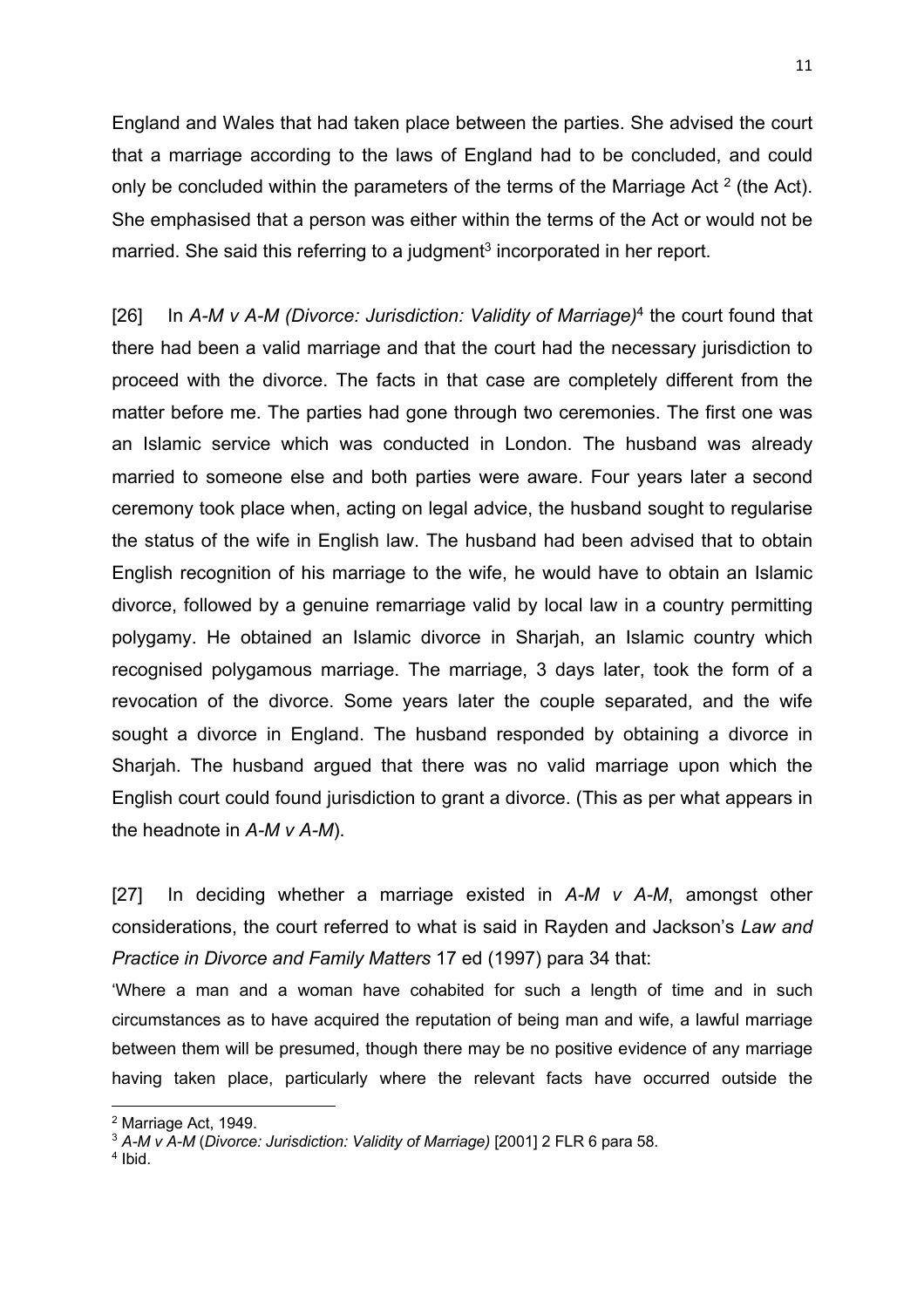England and Wales that had taken place between the parties. She advised the court that a marriage according to the laws of England had to be concluded, and could only be concluded within the parameters of the terms of the Marriage Act [2] (the Act). She emphasised that a person was either within the terms of the Act or would not be married. She said this referring to a judgment[3] incorporated in her report.

[26] In *A-M v A-M (Divorce: Jurisdiction: Validity of Marriage)*[4] the court found that there had been a valid marriage and that the court had the necessary jurisdiction to proceed with the divorce. The facts in that case are completely different from the matter before me. The parties had gone through two ceremonies. The first one was an Islamic service which was conducted in London. The husband was already married to someone else and both parties were aware. Four years later a second ceremony took place when, acting on legal advice, the husband sought to regularise the status of the wife in English law. The husband had been advised that to obtain English recognition of his marriage to the wife, he would have to obtain an Islamic divorce, followed by a genuine remarriage valid by local law in a country permitting polygamy. He obtained an Islamic divorce in Sharjah, an Islamic country which recognised polygamous marriage. The marriage, 3 days later, took the form of a revocation of the divorce. Some years later the couple separated, and the wife sought a divorce in England. The husband responded by obtaining a divorce in Sharjah. The husband argued that there was no valid marriage upon which the English court could found jurisdiction to grant a divorce. (This as per what appears in the headnote in *A-M v A-M*).

[27] In deciding whether a marriage existed in *A-M v A-M*, amongst other considerations, the court referred to what is said in Rayden and Jackson's *Law and Practice in Divorce and Family Matters* 17 ed (1997) para 34 that:

'Where a man and a woman have cohabited for such a length of time and in such circumstances as to have acquired the reputation of being man and wife, a lawful marriage between them will be presumed, though there may be no positive evidence of any marriage having taken place, particularly where the relevant facts have occurred outside the

---

[2] Marriage Act, 1949.

[3] *A-M v A-M* (*Divorce: Jurisdiction: Validity of Marriage)* [2001] 2 FLR 6 para 58.

[4] Ibid.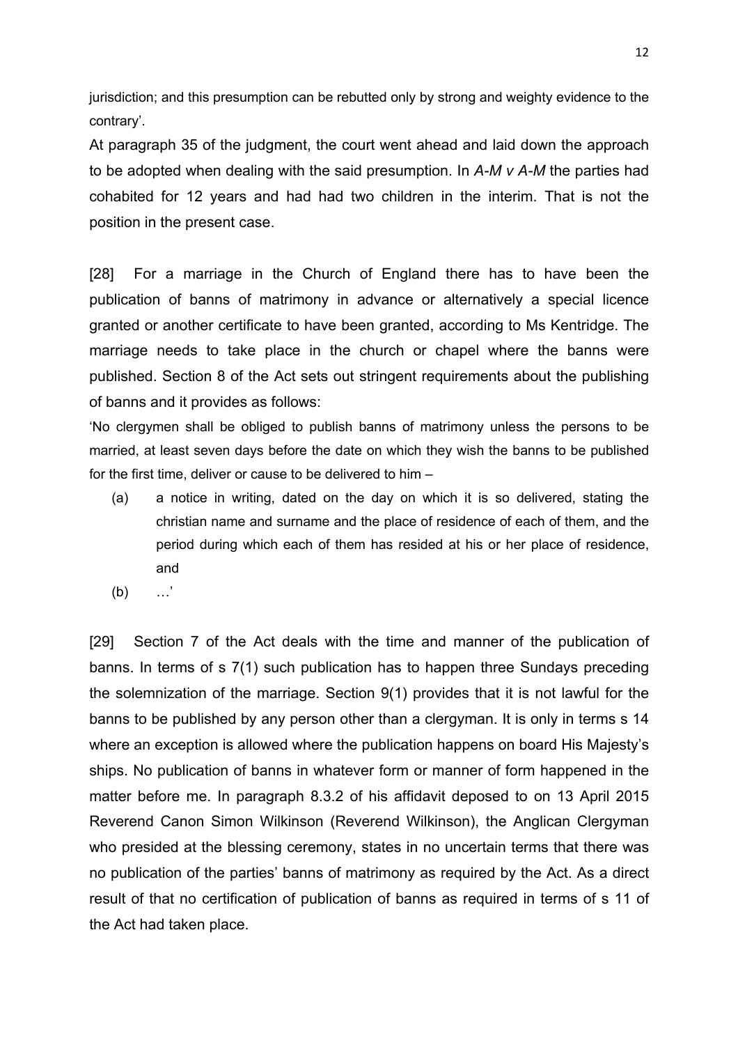jurisdiction; and this presumption can be rebutted only by strong and weighty evidence to the contrary'.

At paragraph 35 of the judgment, the court went ahead and laid down the approach to be adopted when dealing with the said presumption. In *A-M v A-M* the parties had cohabited for 12 years and had had two children in the interim. That is not the position in the present case.

[28] For a marriage in the Church of England there has to have been the publication of banns of matrimony in advance or alternatively a special licence granted or another certificate to have been granted, according to Ms Kentridge. The marriage needs to take place in the church or chapel where the banns were published. Section 8 of the Act sets out stringent requirements about the publishing of banns and it provides as follows:

'No clergymen shall be obliged to publish banns of matrimony unless the persons to be married, at least seven days before the date on which they wish the banns to be published for the first time, deliver or cause to be delivered to him –

(a) a notice in writing, dated on the day on which it is so delivered, stating the christian name and surname and the place of residence of each of them, and the period during which each of them has resided at his or her place of residence, and

(b) …'

[29] Section 7 of the Act deals with the time and manner of the publication of banns. In terms of s 7(1) such publication has to happen three Sundays preceding the solemnization of the marriage. Section 9(1) provides that it is not lawful for the banns to be published by any person other than a clergyman. It is only in terms s 14 where an exception is allowed where the publication happens on board His Majesty's ships. No publication of banns in whatever form or manner of form happened in the matter before me. In paragraph 8.3.2 of his affidavit deposed to on 13 April 2015 Reverend Canon Simon Wilkinson (Reverend Wilkinson), the Anglican Clergyman who presided at the blessing ceremony, states in no uncertain terms that there was no publication of the parties' banns of matrimony as required by the Act. As a direct result of that no certification of publication of banns as required in terms of s 11 of the Act had taken place.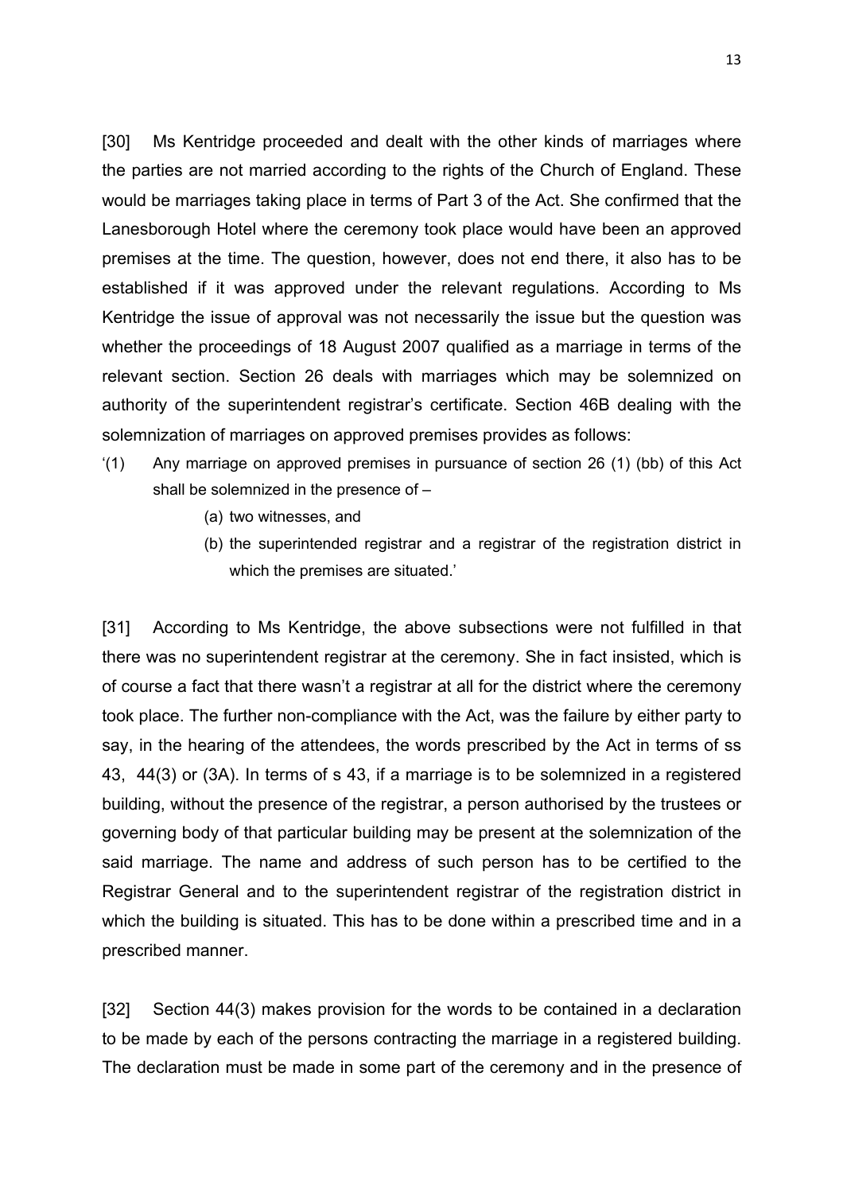[30] Ms Kentridge proceeded and dealt with the other kinds of marriages where the parties are not married according to the rights of the Church of England. These would be marriages taking place in terms of Part 3 of the Act. She confirmed that the Lanesborough Hotel where the ceremony took place would have been an approved premises at the time. The question, however, does not end there, it also has to be established if it was approved under the relevant regulations. According to Ms Kentridge the issue of approval was not necessarily the issue but the question was whether the proceedings of 18 August 2007 qualified as a marriage in terms of the relevant section. Section 26 deals with marriages which may be solemnized on authority of the superintendent registrar's certificate. Section 46B dealing with the solemnization of marriages on approved premises provides as follows:

> '(1) Any marriage on approved premises in pursuance of section 26 (1) (bb) of this Act shall be solemnized in the presence of –
>
> (a) two witnesses, and
>
> (b) the superintended registrar and a registrar of the registration district in which the premises are situated.'

[31] According to Ms Kentridge, the above subsections were not fulfilled in that there was no superintendent registrar at the ceremony. She in fact insisted, which is of course a fact that there wasn't a registrar at all for the district where the ceremony took place. The further non-compliance with the Act, was the failure by either party to say, in the hearing of the attendees, the words prescribed by the Act in terms of ss 43, 44(3) or (3A). In terms of s 43, if a marriage is to be solemnized in a registered building, without the presence of the registrar, a person authorised by the trustees or governing body of that particular building may be present at the solemnization of the said marriage. The name and address of such person has to be certified to the Registrar General and to the superintendent registrar of the registration district in which the building is situated. This has to be done within a prescribed time and in a prescribed manner.

[32] Section 44(3) makes provision for the words to be contained in a declaration to be made by each of the persons contracting the marriage in a registered building. The declaration must be made in some part of the ceremony and in the presence of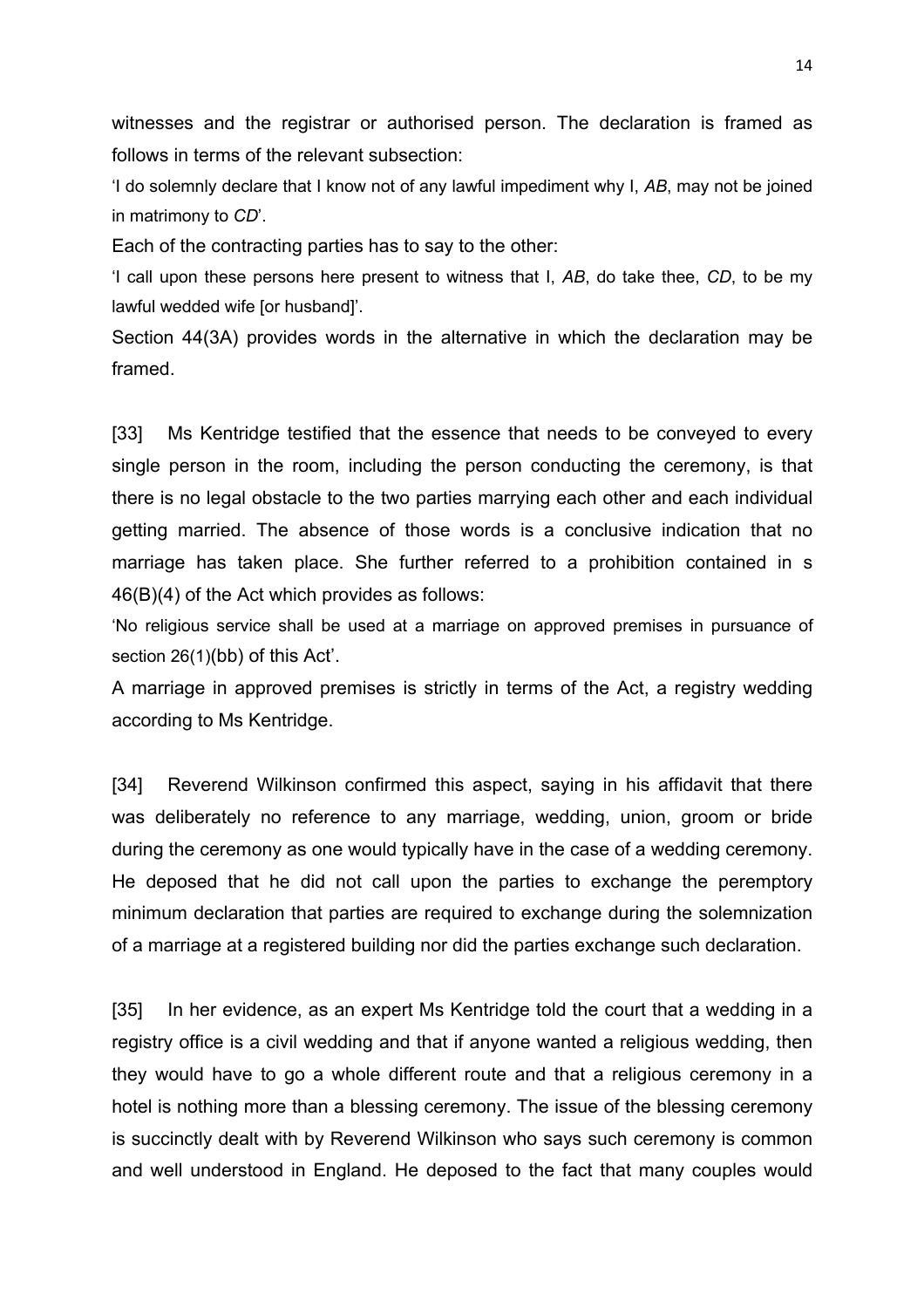witnesses and the registrar or authorised person. The declaration is framed as follows in terms of the relevant subsection:

'I do solemnly declare that I know not of any lawful impediment why I, *AB*, may not be joined in matrimony to *CD*'.

Each of the contracting parties has to say to the other:

'I call upon these persons here present to witness that I, *AB*, do take thee, *CD*, to be my lawful wedded wife [or husband]'.

Section 44(3A) provides words in the alternative in which the declaration may be framed.

[33] Ms Kentridge testified that the essence that needs to be conveyed to every single person in the room, including the person conducting the ceremony, is that there is no legal obstacle to the two parties marrying each other and each individual getting married. The absence of those words is a conclusive indication that no marriage has taken place. She further referred to a prohibition contained in s 46(B)(4) of the Act which provides as follows:

'No religious service shall be used at a marriage on approved premises in pursuance of section 26(1)(bb) of this Act'.

A marriage in approved premises is strictly in terms of the Act, a registry wedding according to Ms Kentridge.

[34] Reverend Wilkinson confirmed this aspect, saying in his affidavit that there was deliberately no reference to any marriage, wedding, union, groom or bride during the ceremony as one would typically have in the case of a wedding ceremony. He deposed that he did not call upon the parties to exchange the peremptory minimum declaration that parties are required to exchange during the solemnization of a marriage at a registered building nor did the parties exchange such declaration.

[35] In her evidence, as an expert Ms Kentridge told the court that a wedding in a registry office is a civil wedding and that if anyone wanted a religious wedding, then they would have to go a whole different route and that a religious ceremony in a hotel is nothing more than a blessing ceremony. The issue of the blessing ceremony is succinctly dealt with by Reverend Wilkinson who says such ceremony is common and well understood in England. He deposed to the fact that many couples would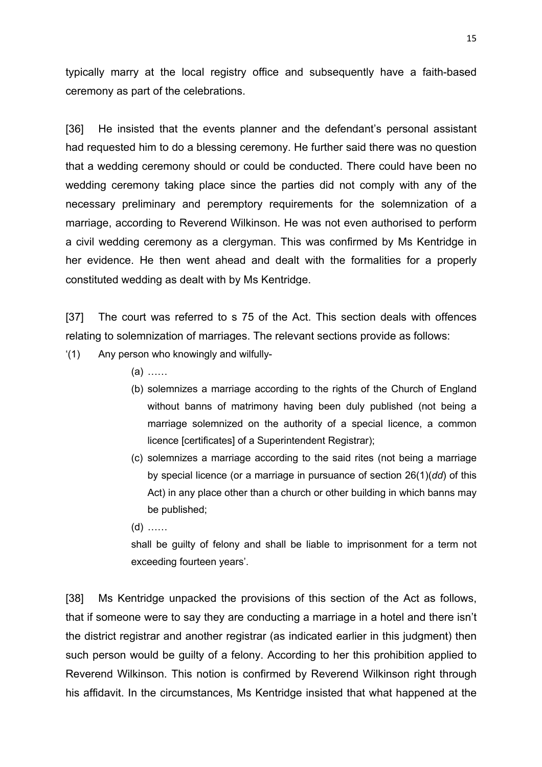typically marry at the local registry office and subsequently have a faith-based ceremony as part of the celebrations.

[36] He insisted that the events planner and the defendant's personal assistant had requested him to do a blessing ceremony. He further said there was no question that a wedding ceremony should or could be conducted. There could have been no wedding ceremony taking place since the parties did not comply with any of the necessary preliminary and peremptory requirements for the solemnization of a marriage, according to Reverend Wilkinson. He was not even authorised to perform a civil wedding ceremony as a clergyman. This was confirmed by Ms Kentridge in her evidence. He then went ahead and dealt with the formalities for a properly constituted wedding as dealt with by Ms Kentridge.

[37] The court was referred to s 75 of the Act. This section deals with offences relating to solemnization of marriages. The relevant sections provide as follows:

'(1) Any person who knowingly and wilfully-

> (a) ……
>
> (b) solemnizes a marriage according to the rights of the Church of England without banns of matrimony having been duly published (not being a marriage solemnized on the authority of a special licence, a common licence [certificates] of a Superintendent Registrar);
>
> (c) solemnizes a marriage according to the said rites (not being a marriage by special licence (or a marriage in pursuance of section 26(1)(*dd*) of this Act) in any place other than a church or other building in which banns may be published;
>
> (d) ……
>
> shall be guilty of felony and shall be liable to imprisonment for a term not exceeding fourteen years'.

[38] Ms Kentridge unpacked the provisions of this section of the Act as follows, that if someone were to say they are conducting a marriage in a hotel and there isn't the district registrar and another registrar (as indicated earlier in this judgment) then such person would be guilty of a felony. According to her this prohibition applied to Reverend Wilkinson. This notion is confirmed by Reverend Wilkinson right through his affidavit. In the circumstances, Ms Kentridge insisted that what happened at the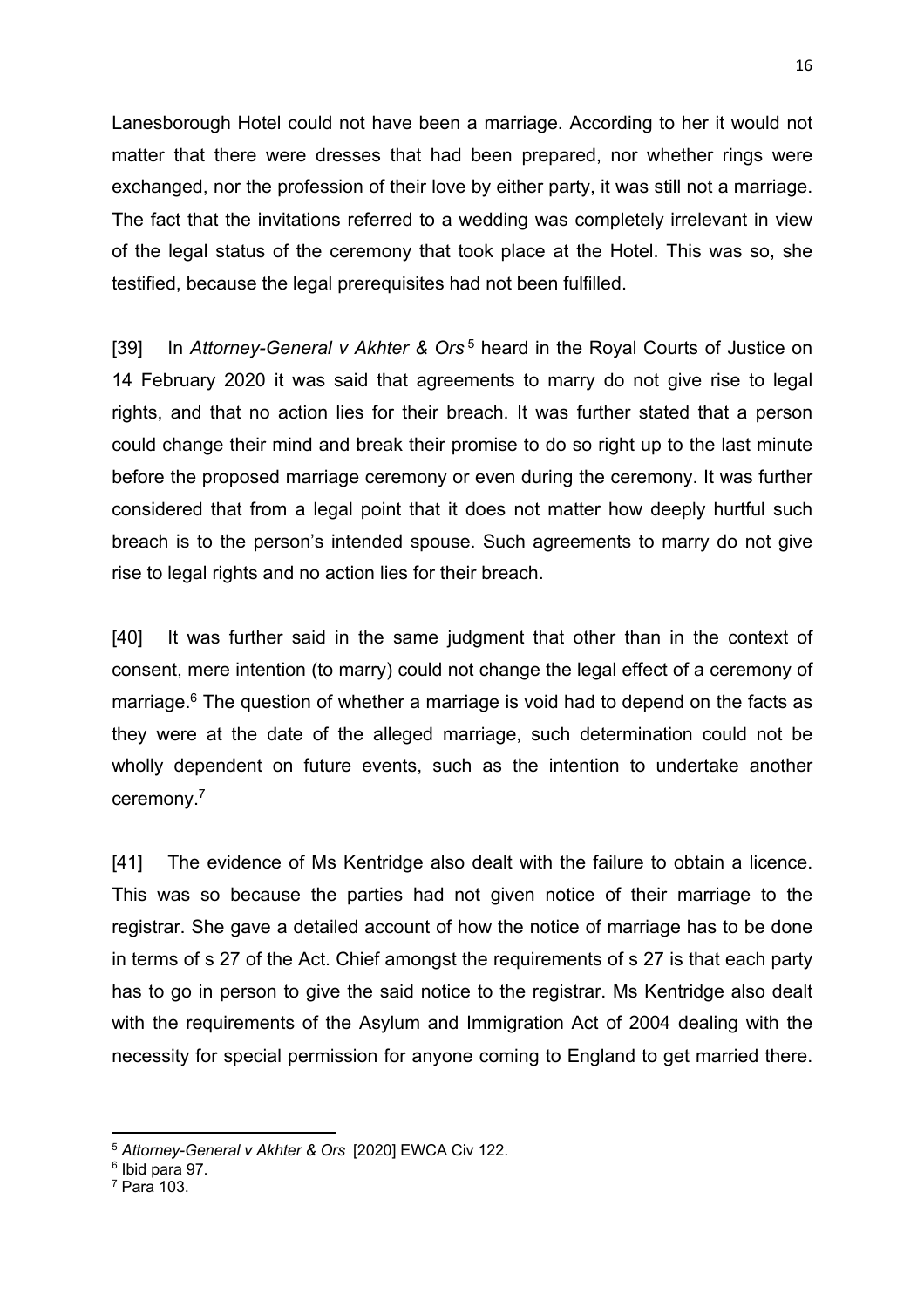Lanesborough Hotel could not have been a marriage. According to her it would not matter that there were dresses that had been prepared, nor whether rings were exchanged, nor the profession of their love by either party, it was still not a marriage. The fact that the invitations referred to a wedding was completely irrelevant in view of the legal status of the ceremony that took place at the Hotel. This was so, she testified, because the legal prerequisites had not been fulfilled.

[39] In *Attorney-General v Akhter & Ors*[5] heard in the Royal Courts of Justice on 14 February 2020 it was said that agreements to marry do not give rise to legal rights, and that no action lies for their breach. It was further stated that a person could change their mind and break their promise to do so right up to the last minute before the proposed marriage ceremony or even during the ceremony. It was further considered that from a legal point that it does not matter how deeply hurtful such breach is to the person's intended spouse. Such agreements to marry do not give rise to legal rights and no action lies for their breach.

[40] It was further said in the same judgment that other than in the context of consent, mere intention (to marry) could not change the legal effect of a ceremony of marriage.[6] The question of whether a marriage is void had to depend on the facts as they were at the date of the alleged marriage, such determination could not be wholly dependent on future events, such as the intention to undertake another ceremony.[7]

[41] The evidence of Ms Kentridge also dealt with the failure to obtain a licence. This was so because the parties had not given notice of their marriage to the registrar. She gave a detailed account of how the notice of marriage has to be done in terms of s 27 of the Act. Chief amongst the requirements of s 27 is that each party has to go in person to give the said notice to the registrar. Ms Kentridge also dealt with the requirements of the Asylum and Immigration Act of 2004 dealing with the necessity for special permission for anyone coming to England to get married there.

---

[5] *Attorney-General v Akhter & Ors* [2020] EWCA Civ 122.

[6] Ibid para 97.

[7] Para 103.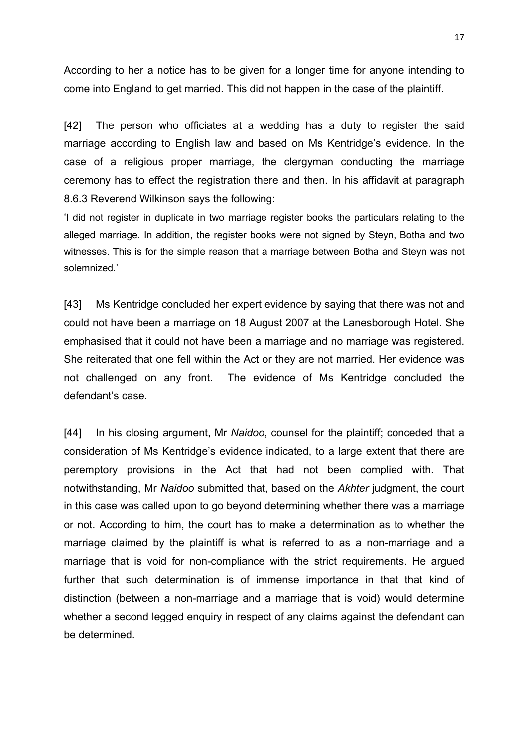According to her a notice has to be given for a longer time for anyone intending to come into England to get married. This did not happen in the case of the plaintiff.

[42] The person who officiates at a wedding has a duty to register the said marriage according to English law and based on Ms Kentridge's evidence. In the case of a religious proper marriage, the clergyman conducting the marriage ceremony has to effect the registration there and then. In his affidavit at paragraph 8.6.3 Reverend Wilkinson says the following:

'I did not register in duplicate in two marriage register books the particulars relating to the alleged marriage. In addition, the register books were not signed by Steyn, Botha and two witnesses. This is for the simple reason that a marriage between Botha and Steyn was not solemnized.'

[43] Ms Kentridge concluded her expert evidence by saying that there was not and could not have been a marriage on 18 August 2007 at the Lanesborough Hotel. She emphasised that it could not have been a marriage and no marriage was registered. She reiterated that one fell within the Act or they are not married. Her evidence was not challenged on any front. The evidence of Ms Kentridge concluded the defendant's case.

[44] In his closing argument, Mr *Naidoo*, counsel for the plaintiff; conceded that a consideration of Ms Kentridge's evidence indicated, to a large extent that there are peremptory provisions in the Act that had not been complied with. That notwithstanding, Mr *Naidoo* submitted that, based on the *Akhter* judgment, the court in this case was called upon to go beyond determining whether there was a marriage or not. According to him, the court has to make a determination as to whether the marriage claimed by the plaintiff is what is referred to as a non-marriage and a marriage that is void for non-compliance with the strict requirements. He argued further that such determination is of immense importance in that that kind of distinction (between a non-marriage and a marriage that is void) would determine whether a second legged enquiry in respect of any claims against the defendant can be determined.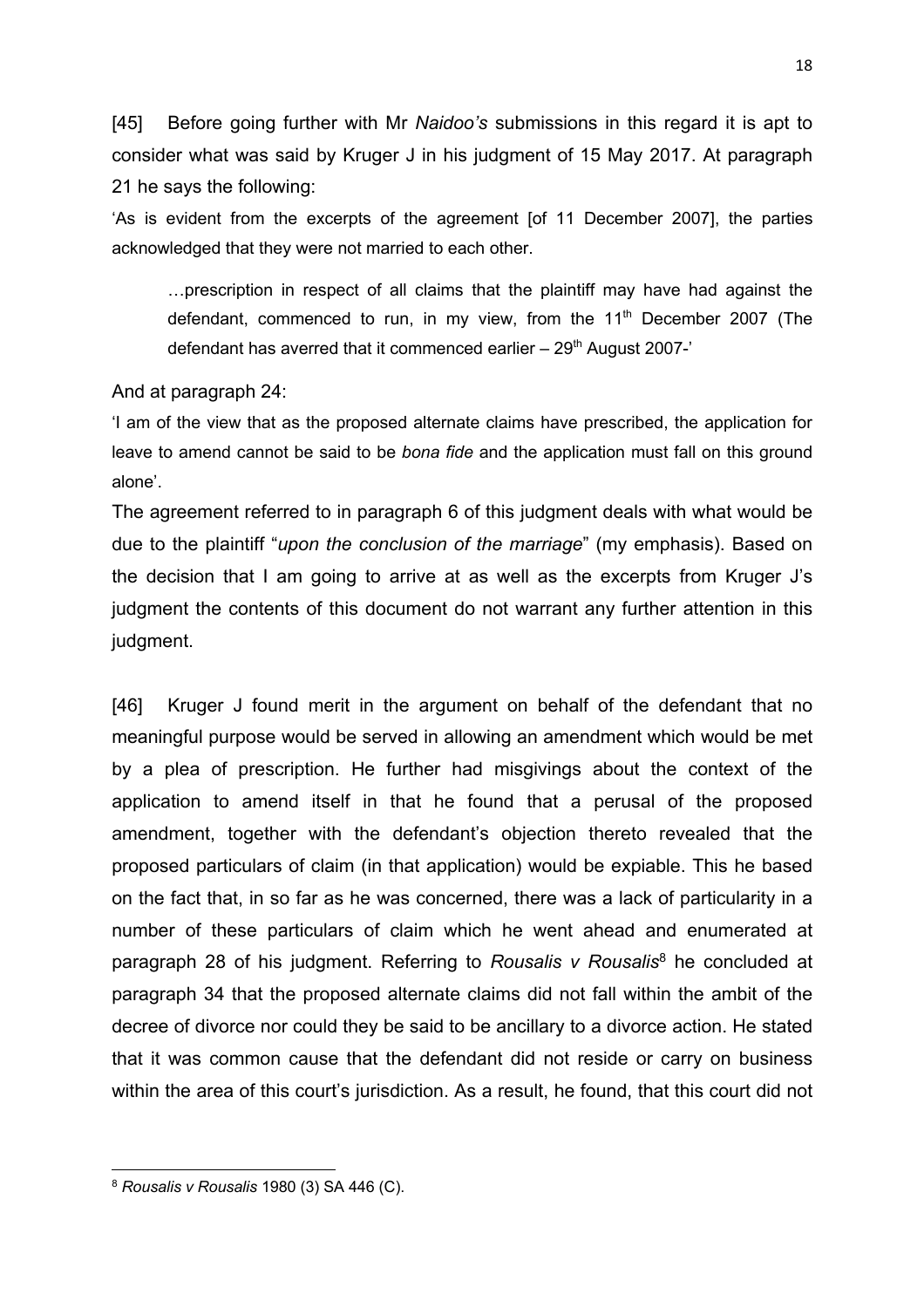[45] Before going further with Mr *Naidoo's* submissions in this regard it is apt to consider what was said by Kruger J in his judgment of 15 May 2017. At paragraph 21 he says the following:

'As is evident from the excerpts of the agreement [of 11 December 2007], the parties acknowledged that they were not married to each other.

> …prescription in respect of all claims that the plaintiff may have had against the defendant, commenced to run, in my view, from the 11th December 2007 (The defendant has averred that it commenced earlier – 29th August 2007-'

And at paragraph 24:

'I am of the view that as the proposed alternate claims have prescribed, the application for leave to amend cannot be said to be *bona fide* and the application must fall on this ground alone'.

The agreement referred to in paragraph 6 of this judgment deals with what would be due to the plaintiff "*upon the conclusion of the marriage*" (my emphasis). Based on the decision that I am going to arrive at as well as the excerpts from Kruger J's judgment the contents of this document do not warrant any further attention in this judgment.

[46] Kruger J found merit in the argument on behalf of the defendant that no meaningful purpose would be served in allowing an amendment which would be met by a plea of prescription. He further had misgivings about the context of the application to amend itself in that he found that a perusal of the proposed amendment, together with the defendant's objection thereto revealed that the proposed particulars of claim (in that application) would be expiable. This he based on the fact that, in so far as he was concerned, there was a lack of particularity in a number of these particulars of claim which he went ahead and enumerated at paragraph 28 of his judgment. Referring to *Rousalis v Rousalis*[8] he concluded at paragraph 34 that the proposed alternate claims did not fall within the ambit of the decree of divorce nor could they be said to be ancillary to a divorce action. He stated that it was common cause that the defendant did not reside or carry on business within the area of this court's jurisdiction. As a result, he found, that this court did not

[8] *Rousalis v Rousalis* 1980 (3) SA 446 (C).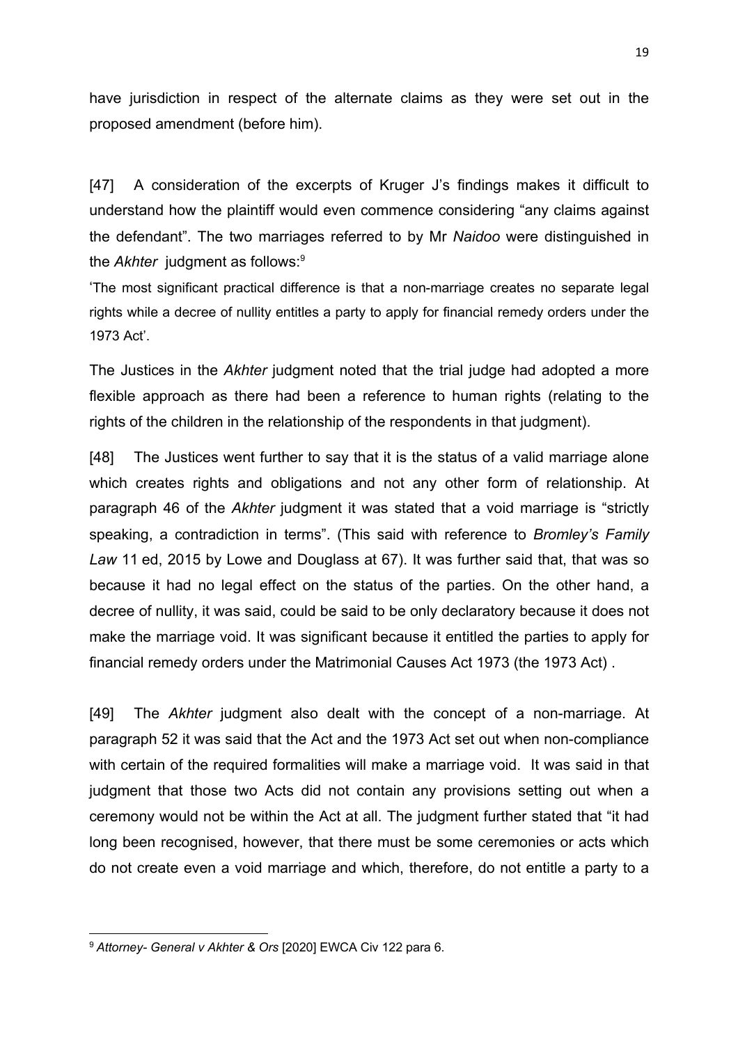have jurisdiction in respect of the alternate claims as they were set out in the proposed amendment (before him).

[47] A consideration of the excerpts of Kruger J's findings makes it difficult to understand how the plaintiff would even commence considering "any claims against the defendant". The two marriages referred to by Mr *Naidoo* were distinguished in the *Akhter* judgment as follows:[9]

> 'The most significant practical difference is that a non-marriage creates no separate legal rights while a decree of nullity entitles a party to apply for financial remedy orders under the 1973 Act'.

The Justices in the *Akhter* judgment noted that the trial judge had adopted a more flexible approach as there had been a reference to human rights (relating to the rights of the children in the relationship of the respondents in that judgment).

[48] The Justices went further to say that it is the status of a valid marriage alone which creates rights and obligations and not any other form of relationship. At paragraph 46 of the *Akhter* judgment it was stated that a void marriage is "strictly speaking, a contradiction in terms". (This said with reference to *Bromley's Family Law* 11 ed, 2015 by Lowe and Douglass at 67). It was further said that, that was so because it had no legal effect on the status of the parties. On the other hand, a decree of nullity, it was said, could be said to be only declaratory because it does not make the marriage void. It was significant because it entitled the parties to apply for financial remedy orders under the Matrimonial Causes Act 1973 (the 1973 Act) .

[49] The *Akhter* judgment also dealt with the concept of a non-marriage. At paragraph 52 it was said that the Act and the 1973 Act set out when non-compliance with certain of the required formalities will make a marriage void. It was said in that judgment that those two Acts did not contain any provisions setting out when a ceremony would not be within the Act at all. The judgment further stated that "it had long been recognised, however, that there must be some ceremonies or acts which do not create even a void marriage and which, therefore, do not entitle a party to a

---

[9] *Attorney- General v Akhter & Ors* [2020] EWCA Civ 122 para 6.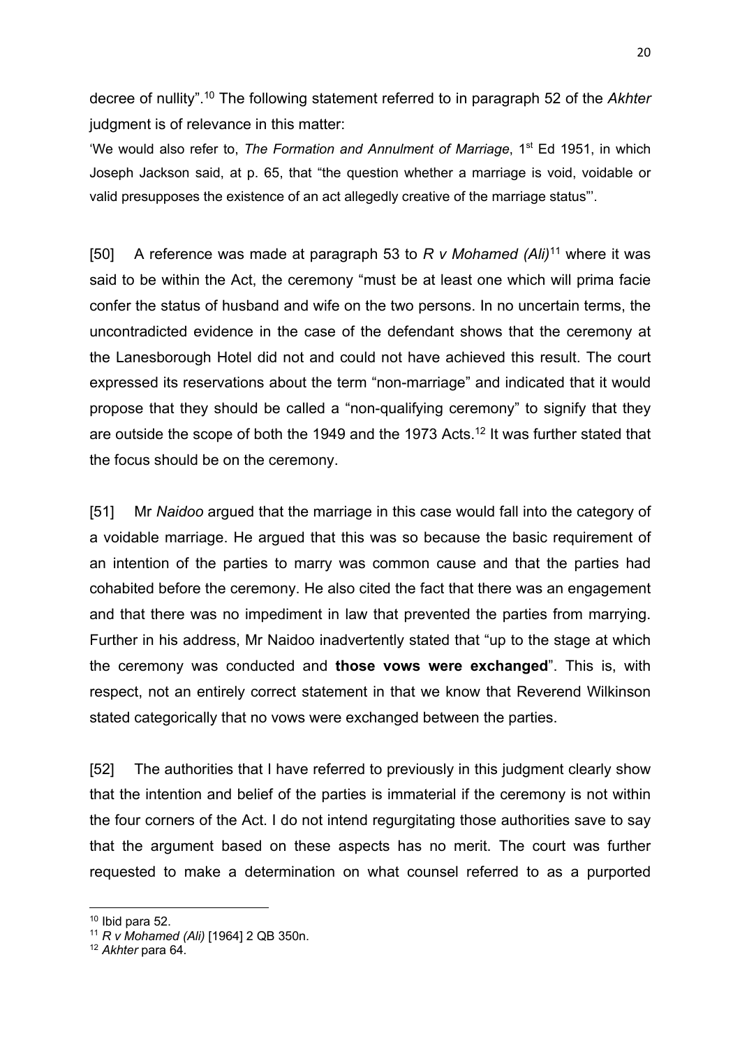decree of nullity".[10] The following statement referred to in paragraph 52 of the *Akhter* judgment is of relevance in this matter:

'We would also refer to, *The Formation and Annulment of Marriage*, 1st Ed 1951, in which Joseph Jackson said, at p. 65, that "the question whether a marriage is void, voidable or valid presupposes the existence of an act allegedly creative of the marriage status"'.

[50] A reference was made at paragraph 53 to *R v Mohamed (Ali)*[11] where it was said to be within the Act, the ceremony "must be at least one which will prima facie confer the status of husband and wife on the two persons. In no uncertain terms, the uncontradicted evidence in the case of the defendant shows that the ceremony at the Lanesborough Hotel did not and could not have achieved this result. The court expressed its reservations about the term "non-marriage" and indicated that it would propose that they should be called a "non-qualifying ceremony" to signify that they are outside the scope of both the 1949 and the 1973 Acts.[12] It was further stated that the focus should be on the ceremony.

[51] Mr *Naidoo* argued that the marriage in this case would fall into the category of a voidable marriage. He argued that this was so because the basic requirement of an intention of the parties to marry was common cause and that the parties had cohabited before the ceremony. He also cited the fact that there was an engagement and that there was no impediment in law that prevented the parties from marrying. Further in his address, Mr Naidoo inadvertently stated that "up to the stage at which the ceremony was conducted and **those vows were exchanged**". This is, with respect, not an entirely correct statement in that we know that Reverend Wilkinson stated categorically that no vows were exchanged between the parties.

[52] The authorities that I have referred to previously in this judgment clearly show that the intention and belief of the parties is immaterial if the ceremony is not within the four corners of the Act. I do not intend regurgitating those authorities save to say that the argument based on these aspects has no merit. The court was further requested to make a determination on what counsel referred to as a purported

---

[10] Ibid para 52.

[11] *R v Mohamed (Ali)* [1964] 2 QB 350n.

[12] *Akhter* para 64.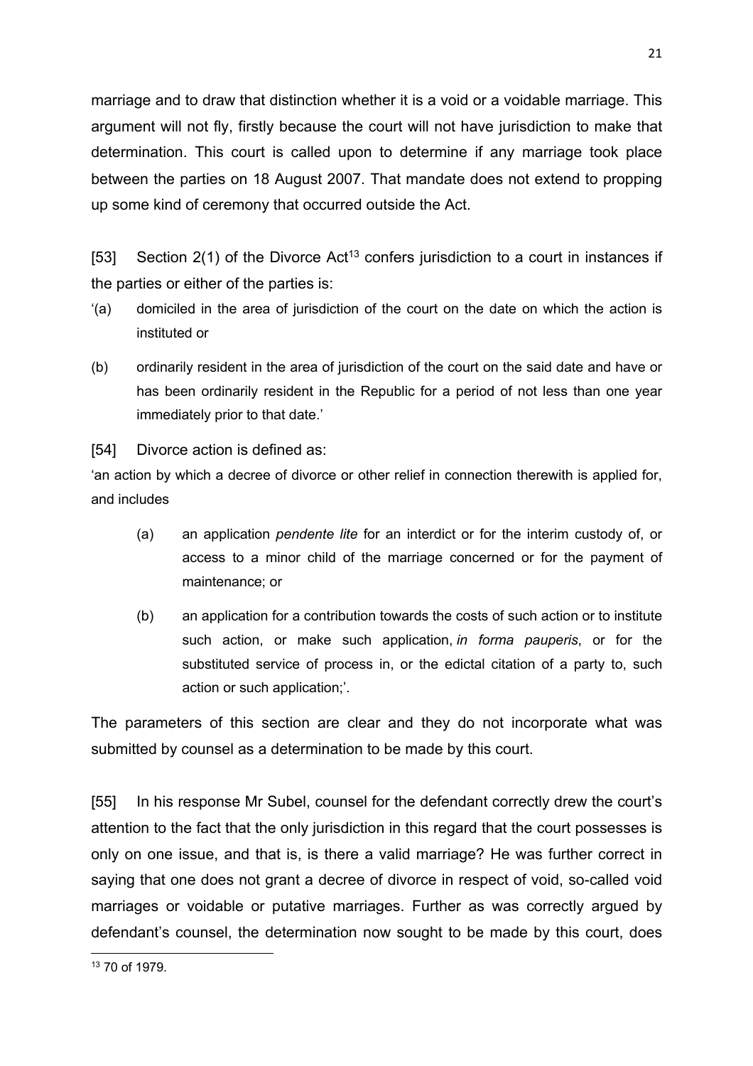marriage and to draw that distinction whether it is a void or a voidable marriage. This argument will not fly, firstly because the court will not have jurisdiction to make that determination. This court is called upon to determine if any marriage took place between the parties on 18 August 2007. That mandate does not extend to propping up some kind of ceremony that occurred outside the Act.

[53] Section 2(1) of the Divorce Act[13] confers jurisdiction to a court in instances if the parties or either of the parties is:

'(a) domiciled in the area of jurisdiction of the court on the date on which the action is instituted or

(b) ordinarily resident in the area of jurisdiction of the court on the said date and have or has been ordinarily resident in the Republic for a period of not less than one year immediately prior to that date.'

[54] Divorce action is defined as:

'an action by which a decree of divorce or other relief in connection therewith is applied for, and includes

> (a) an application *pendente lite* for an interdict or for the interim custody of, or access to a minor child of the marriage concerned or for the payment of maintenance; or
>
> (b) an application for a contribution towards the costs of such action or to institute such action, or make such application, *in forma pauperis*, or for the substituted service of process in, or the edictal citation of a party to, such action or such application;'.

The parameters of this section are clear and they do not incorporate what was submitted by counsel as a determination to be made by this court.

[55] In his response Mr Subel, counsel for the defendant correctly drew the court's attention to the fact that the only jurisdiction in this regard that the court possesses is only on one issue, and that is, is there a valid marriage? He was further correct in saying that one does not grant a decree of divorce in respect of void, so-called void marriages or voidable or putative marriages. Further as was correctly argued by defendant's counsel, the determination now sought to be made by this court, does

---

[13] 70 of 1979.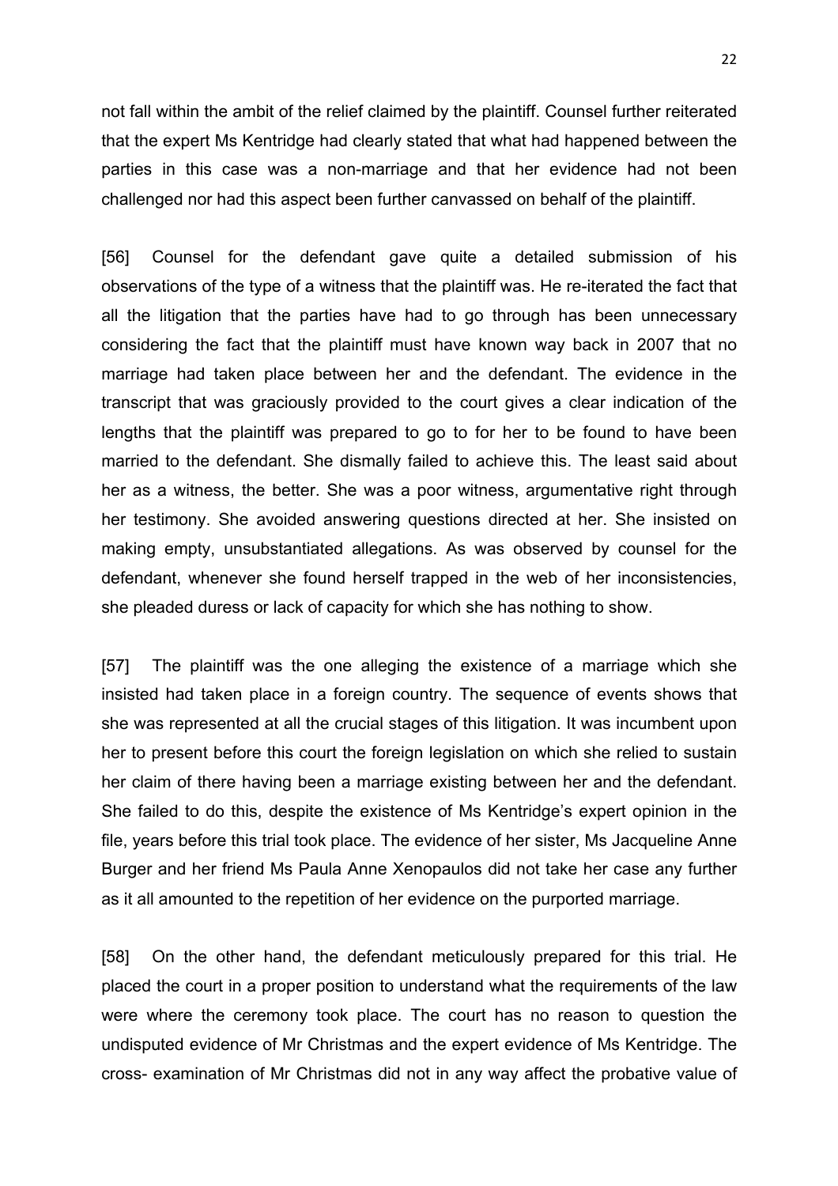not fall within the ambit of the relief claimed by the plaintiff. Counsel further reiterated that the expert Ms Kentridge had clearly stated that what had happened between the parties in this case was a non-marriage and that her evidence had not been challenged nor had this aspect been further canvassed on behalf of the plaintiff.

[56] Counsel for the defendant gave quite a detailed submission of his observations of the type of a witness that the plaintiff was. He re-iterated the fact that all the litigation that the parties have had to go through has been unnecessary considering the fact that the plaintiff must have known way back in 2007 that no marriage had taken place between her and the defendant. The evidence in the transcript that was graciously provided to the court gives a clear indication of the lengths that the plaintiff was prepared to go to for her to be found to have been married to the defendant. She dismally failed to achieve this. The least said about her as a witness, the better. She was a poor witness, argumentative right through her testimony. She avoided answering questions directed at her. She insisted on making empty, unsubstantiated allegations. As was observed by counsel for the defendant, whenever she found herself trapped in the web of her inconsistencies, she pleaded duress or lack of capacity for which she has nothing to show.

[57] The plaintiff was the one alleging the existence of a marriage which she insisted had taken place in a foreign country. The sequence of events shows that she was represented at all the crucial stages of this litigation. It was incumbent upon her to present before this court the foreign legislation on which she relied to sustain her claim of there having been a marriage existing between her and the defendant. She failed to do this, despite the existence of Ms Kentridge's expert opinion in the file, years before this trial took place. The evidence of her sister, Ms Jacqueline Anne Burger and her friend Ms Paula Anne Xenopaulos did not take her case any further as it all amounted to the repetition of her evidence on the purported marriage.

[58] On the other hand, the defendant meticulously prepared for this trial. He placed the court in a proper position to understand what the requirements of the law were where the ceremony took place. The court has no reason to question the undisputed evidence of Mr Christmas and the expert evidence of Ms Kentridge. The cross- examination of Mr Christmas did not in any way affect the probative value of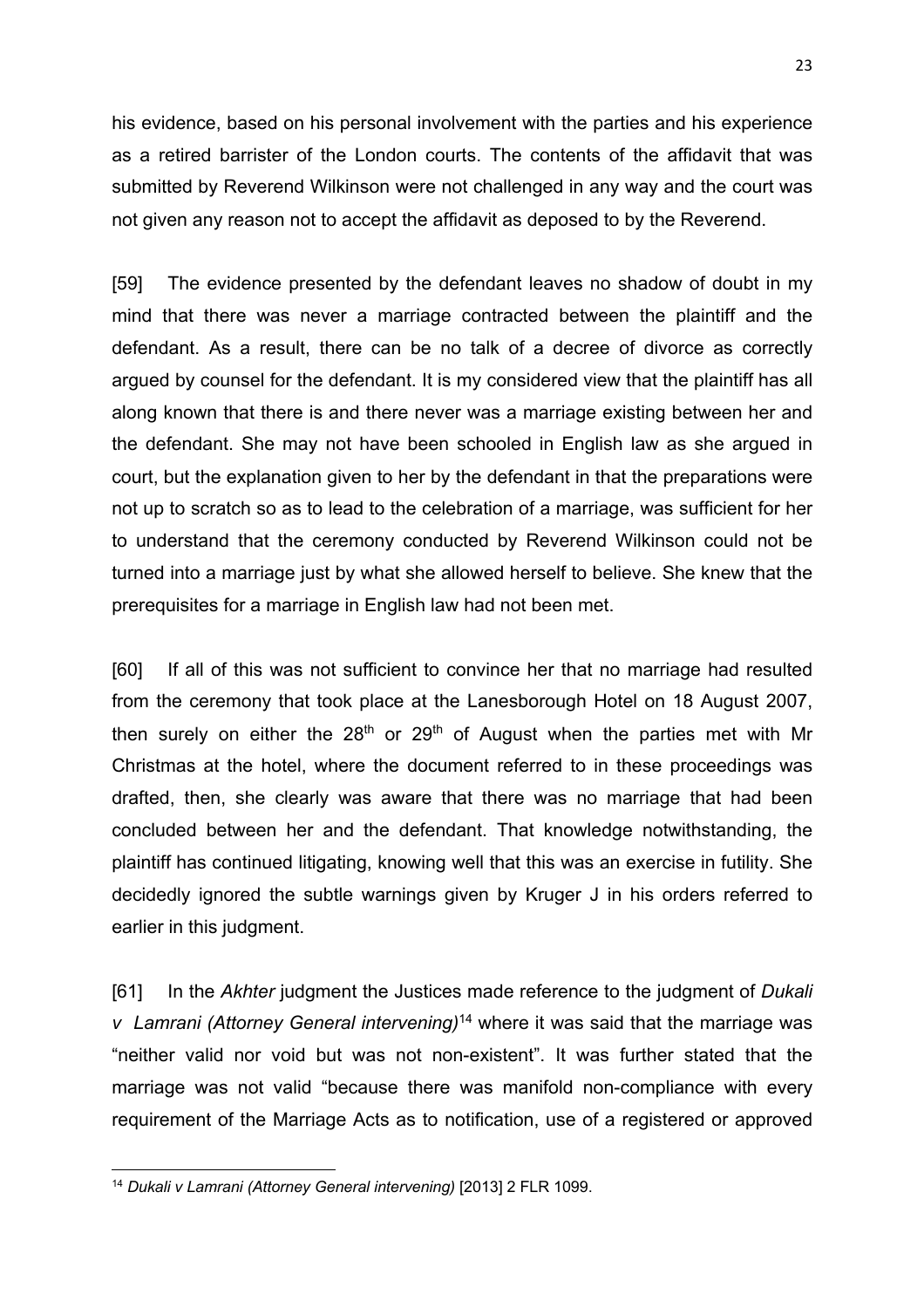his evidence, based on his personal involvement with the parties and his experience as a retired barrister of the London courts. The contents of the affidavit that was submitted by Reverend Wilkinson were not challenged in any way and the court was not given any reason not to accept the affidavit as deposed to by the Reverend.

[59] The evidence presented by the defendant leaves no shadow of doubt in my mind that there was never a marriage contracted between the plaintiff and the defendant. As a result, there can be no talk of a decree of divorce as correctly argued by counsel for the defendant. It is my considered view that the plaintiff has all along known that there is and there never was a marriage existing between her and the defendant. She may not have been schooled in English law as she argued in court, but the explanation given to her by the defendant in that the preparations were not up to scratch so as to lead to the celebration of a marriage, was sufficient for her to understand that the ceremony conducted by Reverend Wilkinson could not be turned into a marriage just by what she allowed herself to believe. She knew that the prerequisites for a marriage in English law had not been met.

[60] If all of this was not sufficient to convince her that no marriage had resulted from the ceremony that took place at the Lanesborough Hotel on 18 August 2007, then surely on either the 28th or 29th of August when the parties met with Mr Christmas at the hotel, where the document referred to in these proceedings was drafted, then, she clearly was aware that there was no marriage that had been concluded between her and the defendant. That knowledge notwithstanding, the plaintiff has continued litigating, knowing well that this was an exercise in futility. She decidedly ignored the subtle warnings given by Kruger J in his orders referred to earlier in this judgment.

[61] In the *Akhter* judgment the Justices made reference to the judgment of *Dukali v Lamrani (Attorney General intervening)*[14] where it was said that the marriage was "neither valid nor void but was not non-existent". It was further stated that the marriage was not valid "because there was manifold non-compliance with every requirement of the Marriage Acts as to notification, use of a registered or approved

---

[14] *Dukali v Lamrani (Attorney General intervening)* [2013] 2 FLR 1099.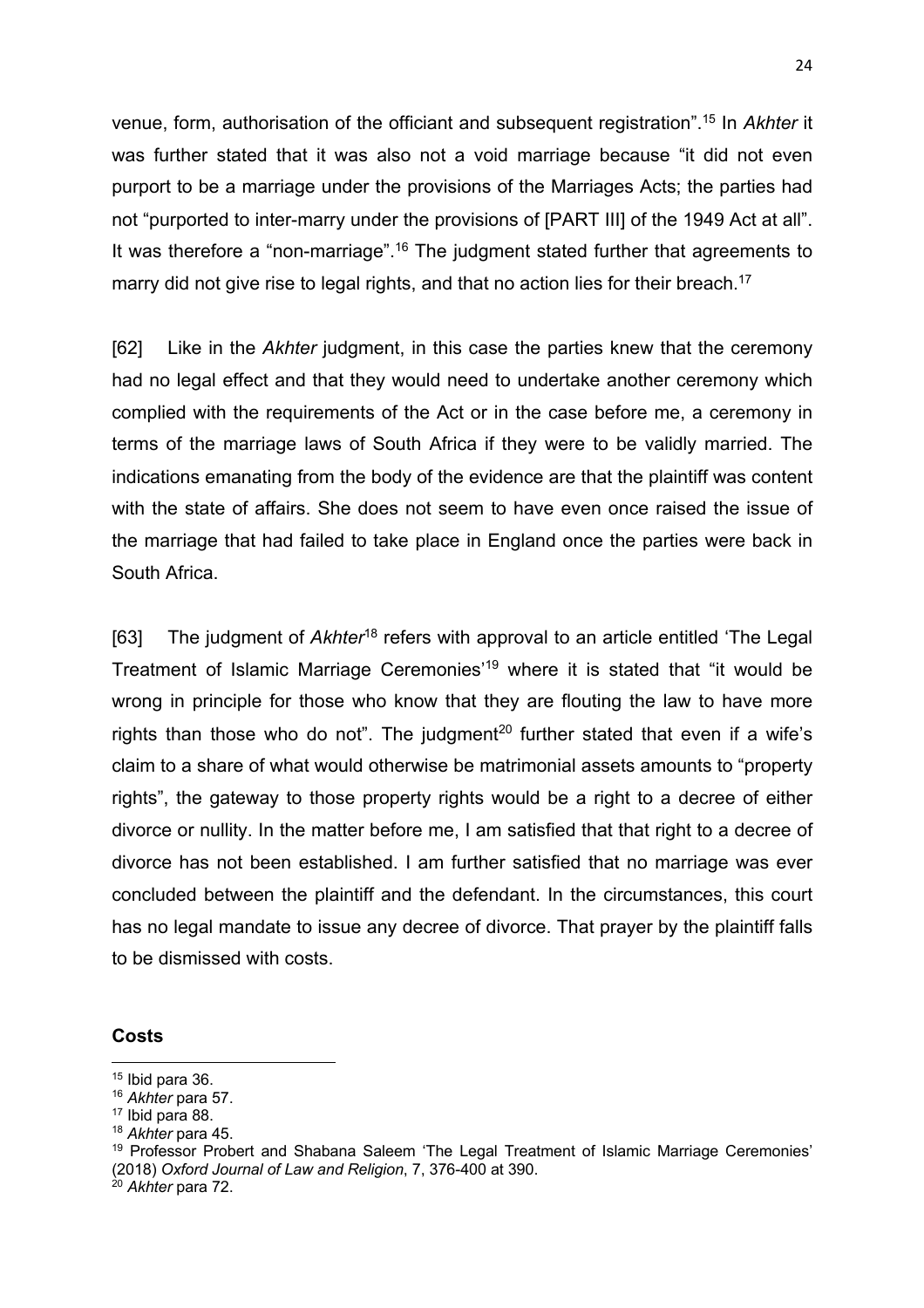venue, form, authorisation of the officiant and subsequent registration".[15] In *Akhter* it was further stated that it was also not a void marriage because "it did not even purport to be a marriage under the provisions of the Marriages Acts; the parties had not "purported to inter-marry under the provisions of [PART III] of the 1949 Act at all". It was therefore a "non-marriage".[16] The judgment stated further that agreements to marry did not give rise to legal rights, and that no action lies for their breach.[17]

[62] Like in the *Akhter* judgment, in this case the parties knew that the ceremony had no legal effect and that they would need to undertake another ceremony which complied with the requirements of the Act or in the case before me, a ceremony in terms of the marriage laws of South Africa if they were to be validly married. The indications emanating from the body of the evidence are that the plaintiff was content with the state of affairs. She does not seem to have even once raised the issue of the marriage that had failed to take place in England once the parties were back in South Africa.

[63] The judgment of *Akhter*[18] refers with approval to an article entitled 'The Legal Treatment of Islamic Marriage Ceremonies'[19] where it is stated that "it would be wrong in principle for those who know that they are flouting the law to have more rights than those who do not". The judgment[20] further stated that even if a wife's claim to a share of what would otherwise be matrimonial assets amounts to "property rights", the gateway to those property rights would be a right to a decree of either divorce or nullity. In the matter before me, I am satisfied that that right to a decree of divorce has not been established. I am further satisfied that no marriage was ever concluded between the plaintiff and the defendant. In the circumstances, this court has no legal mandate to issue any decree of divorce. That prayer by the plaintiff falls to be dismissed with costs.

**Costs**

---

[15] Ibid para 36.

[16] *Akhter* para 57.

[17] Ibid para 88.

[18] *Akhter* para 45.

[19] Professor Probert and Shabana Saleem 'The Legal Treatment of Islamic Marriage Ceremonies' (2018) *Oxford Journal of Law and Religion*, 7, 376-400 at 390.

[20] *Akhter* para 72.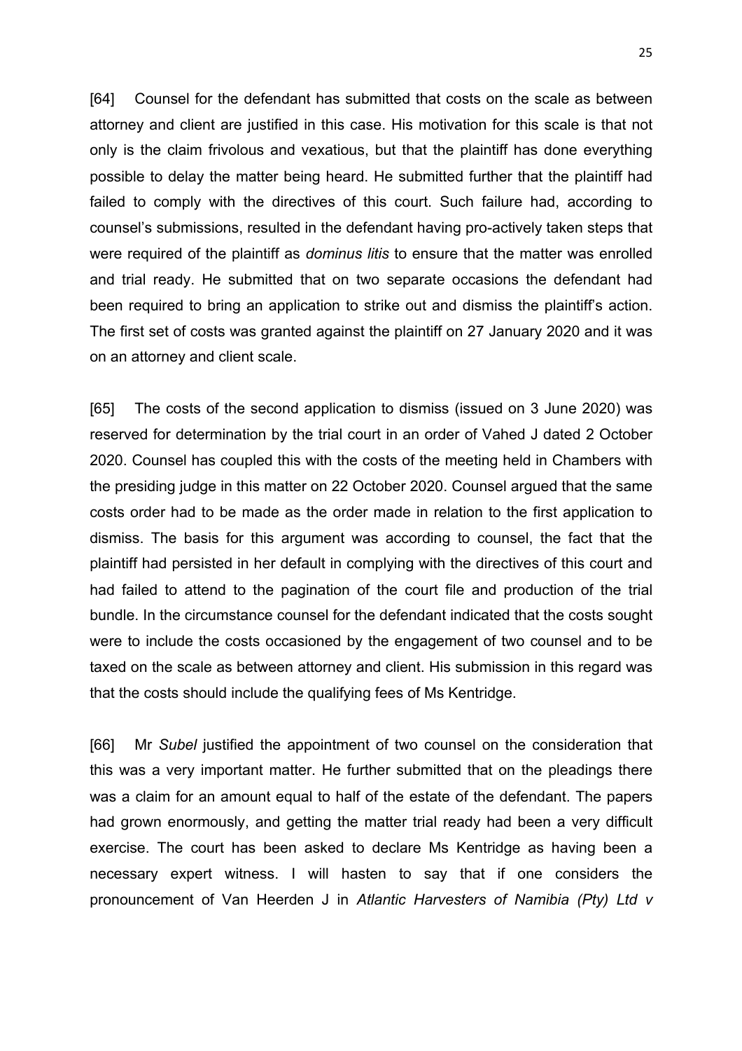[64] Counsel for the defendant has submitted that costs on the scale as between attorney and client are justified in this case. His motivation for this scale is that not only is the claim frivolous and vexatious, but that the plaintiff has done everything possible to delay the matter being heard. He submitted further that the plaintiff had failed to comply with the directives of this court. Such failure had, according to counsel's submissions, resulted in the defendant having pro-actively taken steps that were required of the plaintiff as *dominus litis* to ensure that the matter was enrolled and trial ready. He submitted that on two separate occasions the defendant had been required to bring an application to strike out and dismiss the plaintiff's action. The first set of costs was granted against the plaintiff on 27 January 2020 and it was on an attorney and client scale.

[65] The costs of the second application to dismiss (issued on 3 June 2020) was reserved for determination by the trial court in an order of Vahed J dated 2 October 2020. Counsel has coupled this with the costs of the meeting held in Chambers with the presiding judge in this matter on 22 October 2020. Counsel argued that the same costs order had to be made as the order made in relation to the first application to dismiss. The basis for this argument was according to counsel, the fact that the plaintiff had persisted in her default in complying with the directives of this court and had failed to attend to the pagination of the court file and production of the trial bundle. In the circumstance counsel for the defendant indicated that the costs sought were to include the costs occasioned by the engagement of two counsel and to be taxed on the scale as between attorney and client. His submission in this regard was that the costs should include the qualifying fees of Ms Kentridge.

[66] Mr *Subel* justified the appointment of two counsel on the consideration that this was a very important matter. He further submitted that on the pleadings there was a claim for an amount equal to half of the estate of the defendant. The papers had grown enormously, and getting the matter trial ready had been a very difficult exercise. The court has been asked to declare Ms Kentridge as having been a necessary expert witness. I will hasten to say that if one considers the pronouncement of Van Heerden J in *Atlantic Harvesters of Namibia (Pty) Ltd v*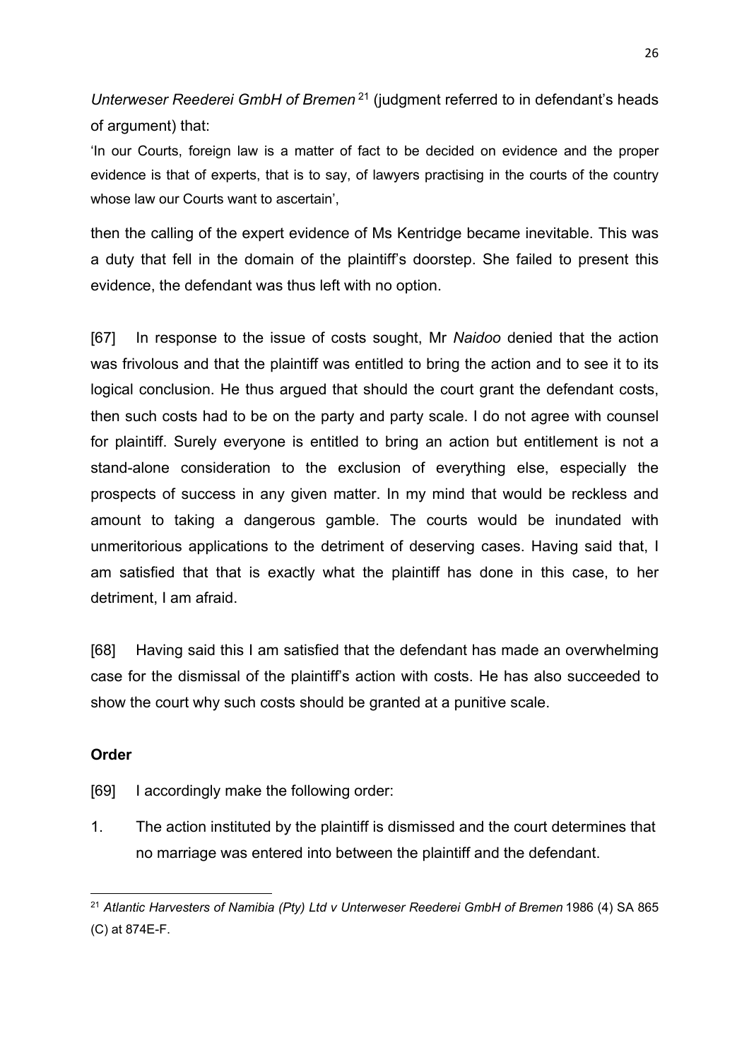*Unterweser Reederei GmbH of Bremen*[21] (judgment referred to in defendant's heads of argument) that:

'In our Courts, foreign law is a matter of fact to be decided on evidence and the proper evidence is that of experts, that is to say, of lawyers practising in the courts of the country whose law our Courts want to ascertain',

then the calling of the expert evidence of Ms Kentridge became inevitable. This was a duty that fell in the domain of the plaintiff's doorstep. She failed to present this evidence, the defendant was thus left with no option.

[67] In response to the issue of costs sought, Mr *Naidoo* denied that the action was frivolous and that the plaintiff was entitled to bring the action and to see it to its logical conclusion. He thus argued that should the court grant the defendant costs, then such costs had to be on the party and party scale. I do not agree with counsel for plaintiff. Surely everyone is entitled to bring an action but entitlement is not a stand-alone consideration to the exclusion of everything else, especially the prospects of success in any given matter. In my mind that would be reckless and amount to taking a dangerous gamble. The courts would be inundated with unmeritorious applications to the detriment of deserving cases. Having said that, I am satisfied that that is exactly what the plaintiff has done in this case, to her detriment, I am afraid.

[68] Having said this I am satisfied that the defendant has made an overwhelming case for the dismissal of the plaintiff's action with costs. He has also succeeded to show the court why such costs should be granted at a punitive scale.

**Order**

[69] I accordingly make the following order:

1. The action instituted by the plaintiff is dismissed and the court determines that no marriage was entered into between the plaintiff and the defendant.

---

[21] *Atlantic Harvesters of Namibia (Pty) Ltd v Unterweser Reederei GmbH of Bremen* 1986 (4) SA 865 (C) at 874E-F.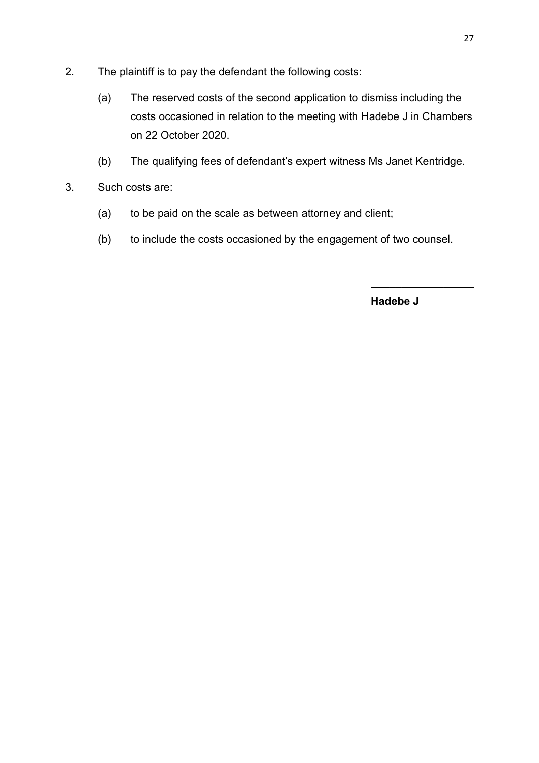2. The plaintiff is to pay the defendant the following costs:

   (a) The reserved costs of the second application to dismiss including the costs occasioned in relation to the meeting with Hadebe J in Chambers on 22 October 2020.

   (b) The qualifying fees of defendant's expert witness Ms Janet Kentridge.

3. Such costs are:

   (a) to be paid on the scale as between attorney and client;

   (b) to include the costs occasioned by the engagement of two counsel.

\_\_\_\_\_\_\_\_\_\_\_\_\_\_\_\_\_\_

**Hadebe J**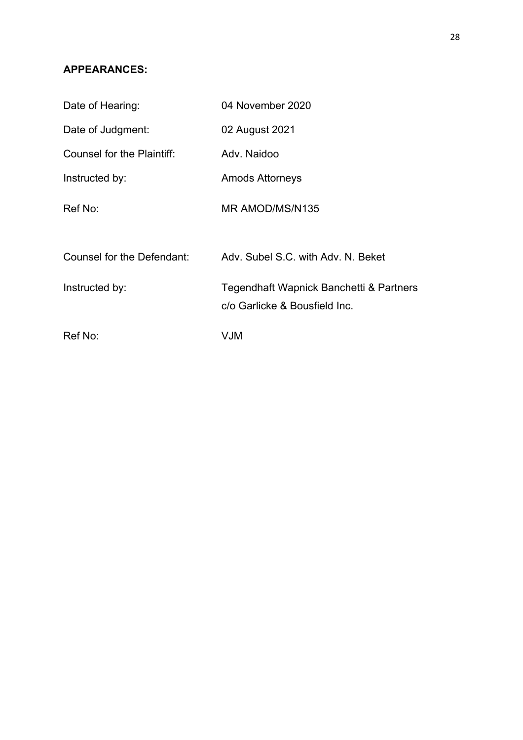**APPEARANCES:**

| | |
|---|---|
| Date of Hearing: | 04 November 2020 |
| Date of Judgment: | 02 August 2021 |
| Counsel for the Plaintiff: | Adv. Naidoo |
| Instructed by: | Amods Attorneys |
| Ref No: | MR AMOD/MS/N135 |
| | |
| Counsel for the Defendant: | Adv. Subel S.C. with Adv. N. Beket |
| Instructed by: | Tegendhaft Wapnick Banchetti & Partners c/o Garlicke & Bousfield Inc. |
| Ref No: | VJM |